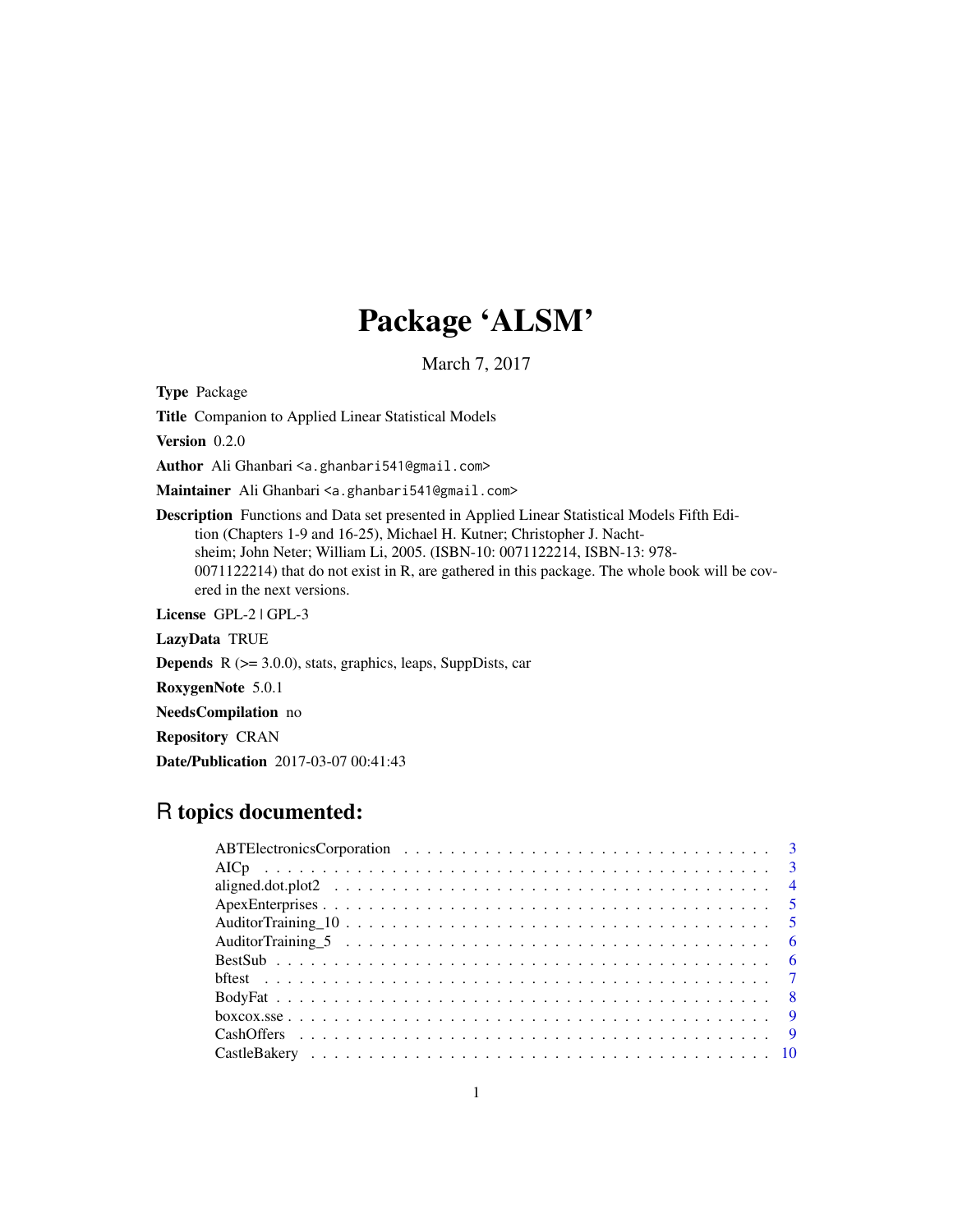# Package 'ALSM'

March 7, 2017

**Type** Package

**Title** Companion to Applied Linear Statistical Models

**Version** 0.2.0

**Author** Ali Ghanbari <a.ghanbari541@gmail.com>

**Maintainer** Ali Ghanbari <a.ghanbari541@gmail.com>

**Description** Functions and Data set presented in Applied Linear Statistical Models Fifth Edition (Chapters 1-9 and 16-25), Michael H. Kutner; Christopher J. Nachtsheim; John Neter; William Li, 2005. (ISBN-10: 0071122214, ISBN-13: 978-0071122214) that do not exist in R, are gathered in this package. The whole book will be covered in the next versions.

**License** GPL-2 | GPL-3

**LazyData** TRUE

**Depends** R (>= 3.0.0), stats, graphics, leaps, SuppDists, car

**RoxygenNote** 5.0.1

**NeedsCompilation** no

**Repository** CRAN

**Date/Publication** 2017-03-07 00:41:43

## R topics documented:

- ABTElectronicsCorporation . . . . . . . . . . . . . . . . . . . . . . . . . . . . . . . . 3
- AICp . . . . . . . . . . . . . . . . . . . . . . . . . . . . . . . . . . . . . . . . . . . 3
- aligned.dot.plot2 . . . . . . . . . . . . . . . . . . . . . . . . . . . . . . . . . . . . 4
- ApexEnterprises . . . . . . . . . . . . . . . . . . . . . . . . . . . . . . . . . . . . . 5
- AuditorTraining_10 . . . . . . . . . . . . . . . . . . . . . . . . . . . . . . . . . . . 5
- AuditorTraining_5 . . . . . . . . . . . . . . . . . . . . . . . . . . . . . . . . . . . . 6
- BestSub . . . . . . . . . . . . . . . . . . . . . . . . . . . . . . . . . . . . . . . . . 6
- bftest . . . . . . . . . . . . . . . . . . . . . . . . . . . . . . . . . . . . . . . . . . 7
- BodyFat . . . . . . . . . . . . . . . . . . . . . . . . . . . . . . . . . . . . . . . . . 8
- boxcox.sse . . . . . . . . . . . . . . . . . . . . . . . . . . . . . . . . . . . . . . . 9
- CashOffers . . . . . . . . . . . . . . . . . . . . . . . . . . . . . . . . . . . . . . . 9
- CastleBakery . . . . . . . . . . . . . . . . . . . . . . . . . . . . . . . . . . . . . . 10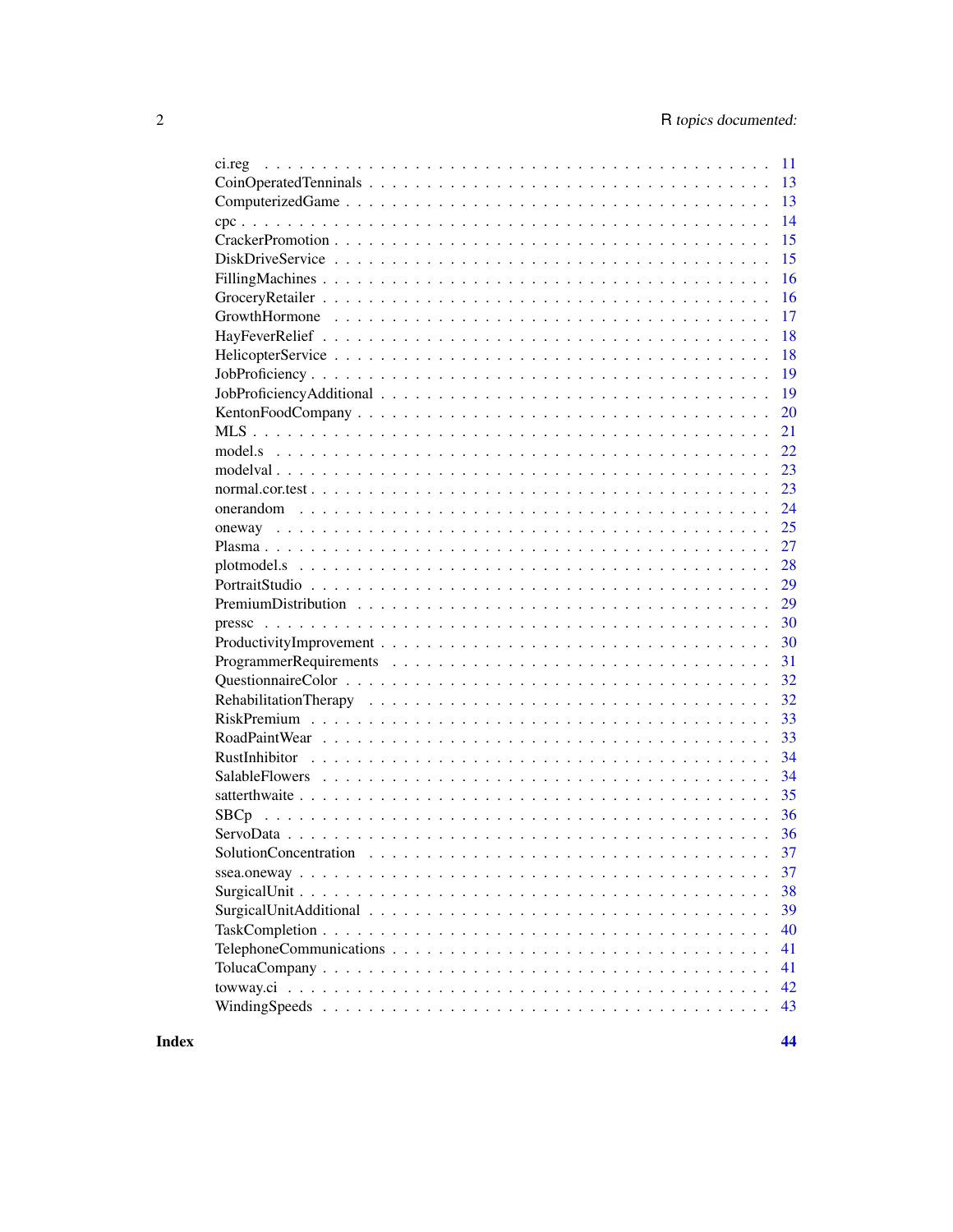| | |
|---|---|
| ci.reg | 11 |
| CoinOperatedTenninals | 13 |
| ComputerizedGame | 13 |
| cpc | 14 |
| CrackerPromotion | 15 |
| DiskDriveService | 15 |
| FillingMachines | 16 |
| GroceryRetailer | 16 |
| GrowthHormone | 17 |
| HayFeverRelief | 18 |
| HelicopterService | 18 |
| JobProficiency | 19 |
| JobProficiencyAdditional | 19 |
| KentonFoodCompany | 20 |
| MLS | 21 |
| model.s | 22 |
| modelval | 23 |
| normal.cor.test | 23 |
| onerandom | 24 |
| oneway | 25 |
| Plasma | 27 |
| plotmodel.s | 28 |
| PortraitStudio | 29 |
| PremiumDistribution | 29 |
| pressc | 30 |
| ProductivityImprovement | 30 |
| ProgrammerRequirements | 31 |
| QuestionnaireColor | 32 |
| RehabilitationTherapy | 32 |
| RiskPremium | 33 |
| RoadPaintWear | 33 |
| RustInhibitor | 34 |
| SalableFlowers | 34 |
| satterthwaite | 35 |
| SBCp | 36 |
| ServoData | 36 |
| SolutionConcentration | 37 |
| ssea.oneway | 37 |
| SurgicalUnit | 38 |
| SurgicalUnitAdditional | 39 |
| TaskCompletion | 40 |
| TelephoneCommunications | 41 |
| TolucaCompany | 41 |
| towway.ci | 42 |
| WindingSpeeds | 43 |

**Index** **44**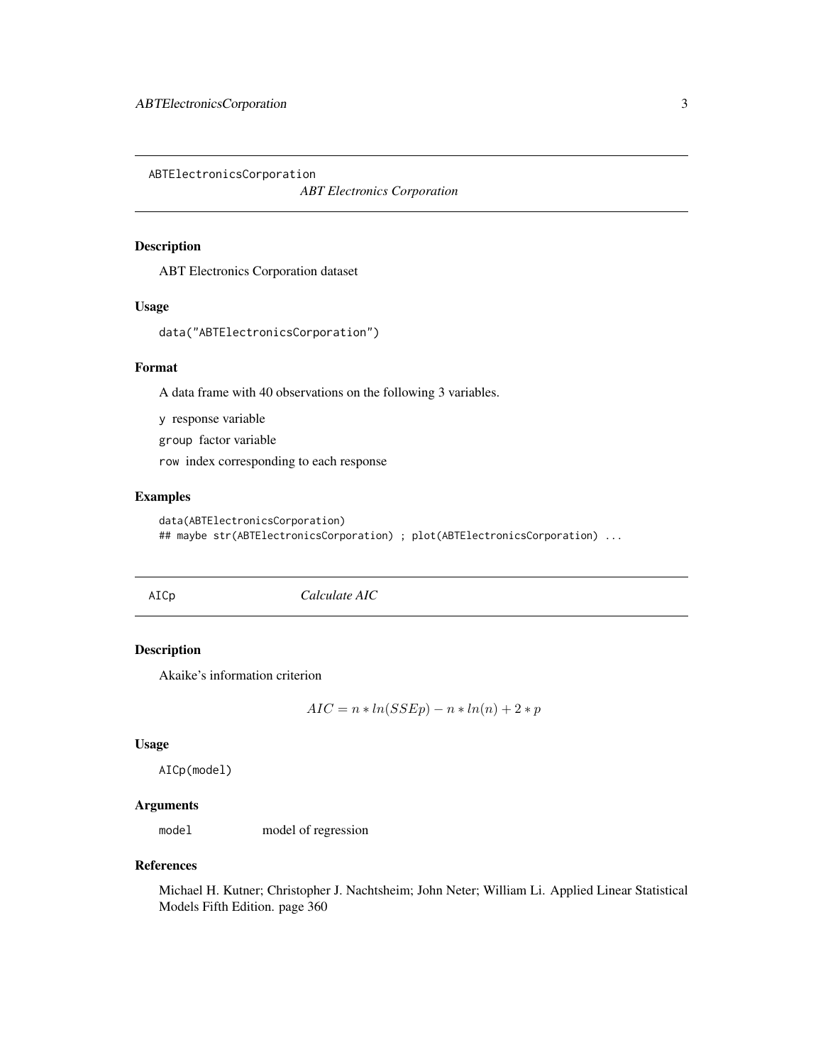ABTElectronicsCorporation

## *ABT Electronics Corporation*

### Description

ABT Electronics Corporation dataset

### Usage

```
data("ABTElectronicsCorporation")
```

### Format

A data frame with 40 observations on the following 3 variables.

`y` response variable

`group` factor variable

`row` index corresponding to each response

### Examples

```
data(ABTElectronicsCorporation)
## maybe str(ABTElectronicsCorporation) ; plot(ABTElectronicsCorporation) ...
```

---

AICp

## *Calculate AIC*

### Description

Akaike's information criterion

$$AIC = n * ln(SSEp) - n * ln(n) + 2 * p$$

### Usage

```
AICp(model)
```

### Arguments

`model` model of regression

### References

Michael H. Kutner; Christopher J. Nachtsheim; John Neter; William Li. Applied Linear Statistical Models Fifth Edition. page 360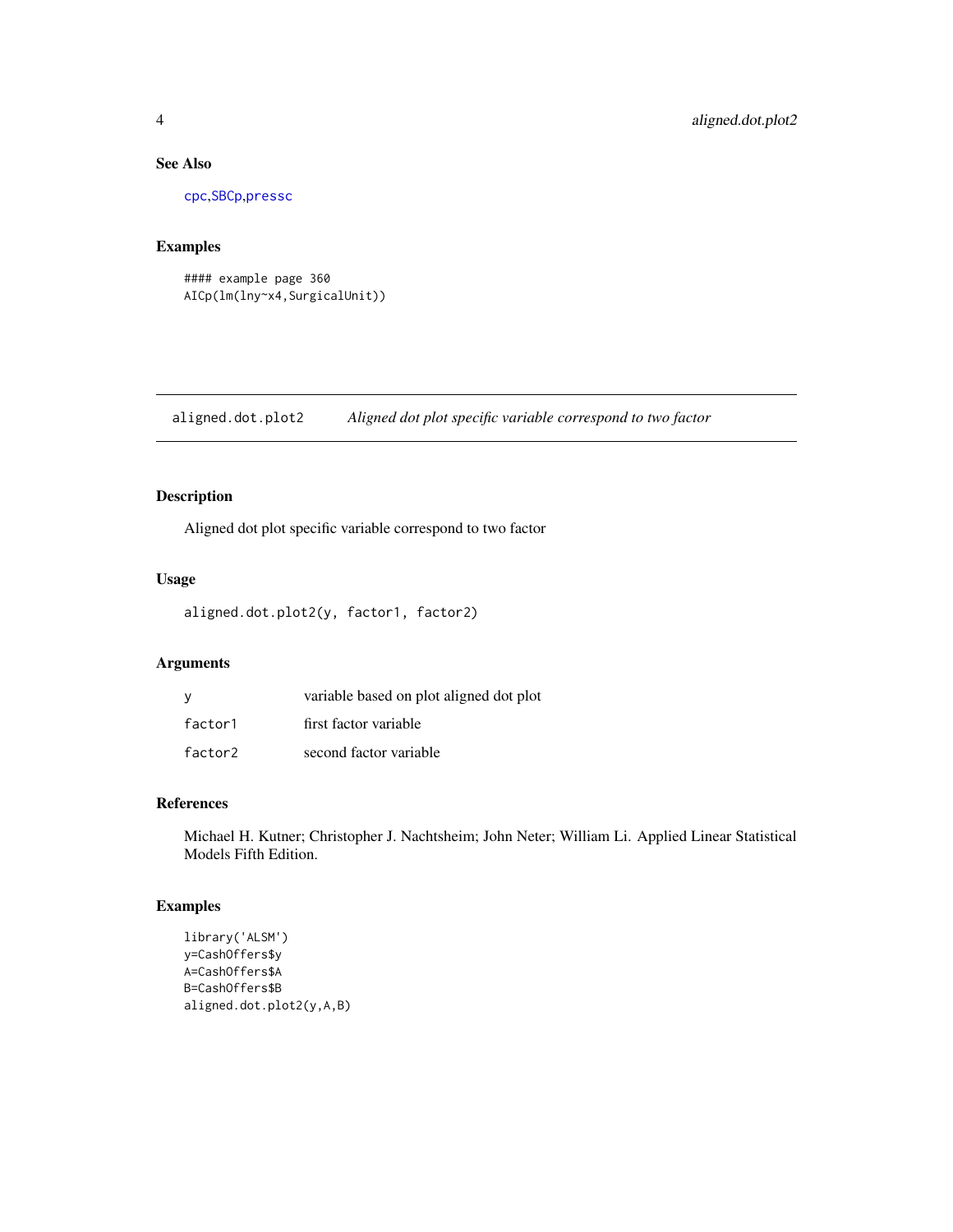## See Also

cpc,SBCp,pressc

## Examples

```
#### example page 360
AICp(lm(lny~x4,SurgicalUnit))
```

---

# aligned.dot.plot2 *Aligned dot plot specific variable correspond to two factor*

## Description

Aligned dot plot specific variable correspond to two factor

## Usage

```
aligned.dot.plot2(y, factor1, factor2)
```

## Arguments

| | |
|---|---|
| y | variable based on plot aligned dot plot |
| factor1 | first factor variable |
| factor2 | second factor variable |

## References

Michael H. Kutner; Christopher J. Nachtsheim; John Neter; William Li. Applied Linear Statistical Models Fifth Edition.

## Examples

```
library('ALSM')
y=CashOffers$y
A=CashOffers$A
B=CashOffers$B
aligned.dot.plot2(y,A,B)
```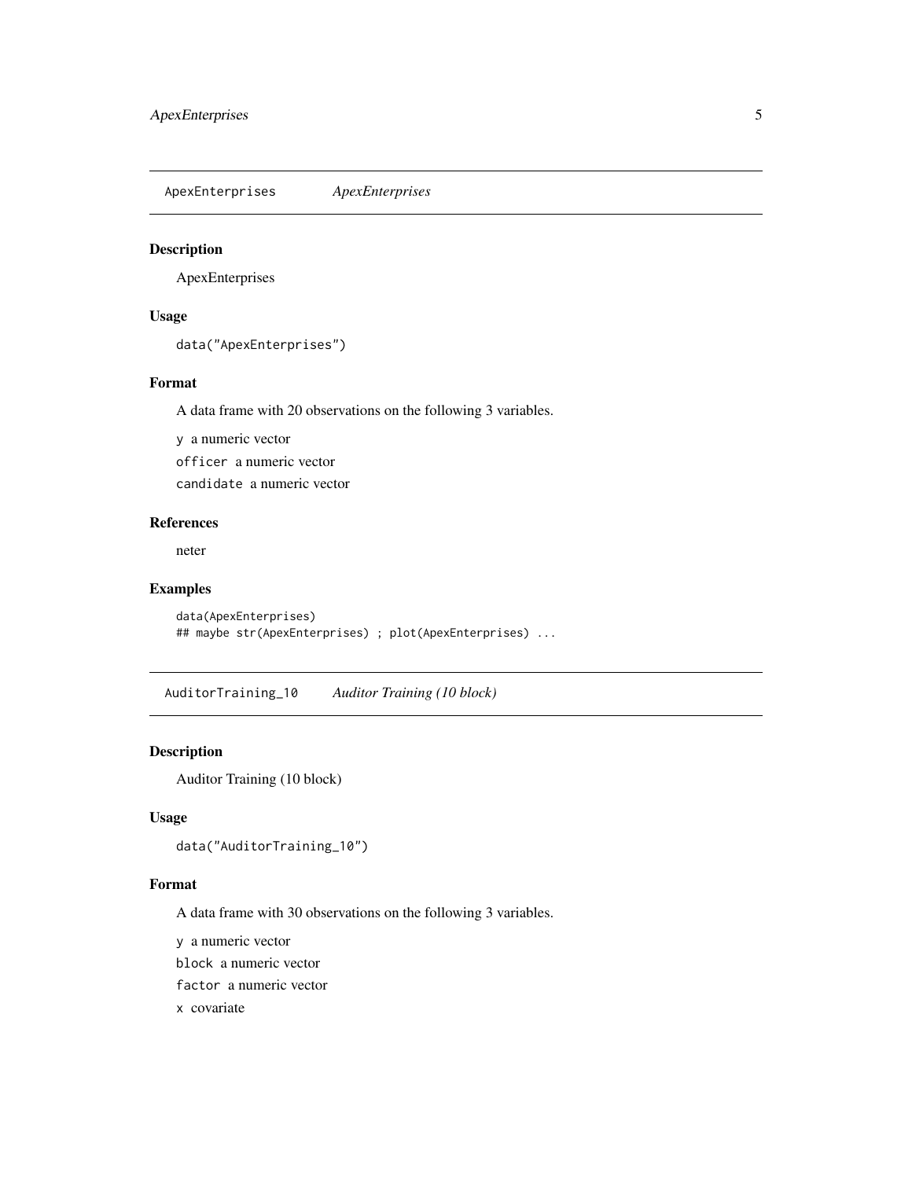## ApexEnterprises *ApexEnterprises*

### Description

ApexEnterprises

### Usage

```
data("ApexEnterprises")
```

### Format

A data frame with 20 observations on the following 3 variables.

`y` a numeric vector

`officer` a numeric vector

`candidate` a numeric vector

### References

neter

### Examples

```
data(ApexEnterprises)
## maybe str(ApexEnterprises) ; plot(ApexEnterprises) ...
```

## AuditorTraining_10 *Auditor Training (10 block)*

### Description

Auditor Training (10 block)

### Usage

```
data("AuditorTraining_10")
```

### Format

A data frame with 30 observations on the following 3 variables.

`y` a numeric vector

`block` a numeric vector

`factor` a numeric vector

`x` covariate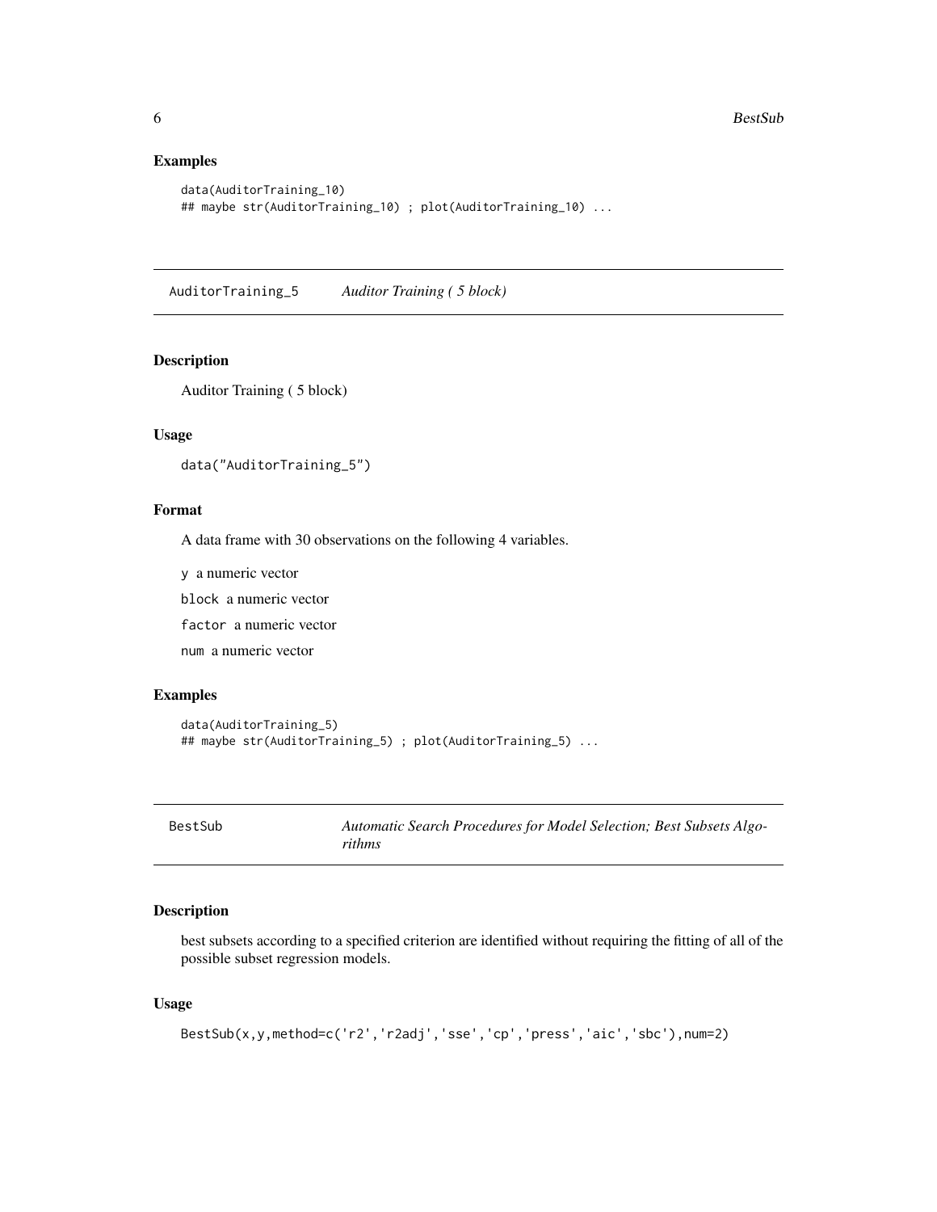### Examples

```
data(AuditorTraining_10)
## maybe str(AuditorTraining_10) ; plot(AuditorTraining_10) ...
```

---

## AuditorTraining_5 *Auditor Training ( 5 block)*

### Description

Auditor Training ( 5 block)

### Usage

```
data("AuditorTraining_5")
```

### Format

A data frame with 30 observations on the following 4 variables.

`y` a numeric vector

`block` a numeric vector

`factor` a numeric vector

`num` a numeric vector

### Examples

```
data(AuditorTraining_5)
## maybe str(AuditorTraining_5) ; plot(AuditorTraining_5) ...
```

---

## BestSub *Automatic Search Procedures for Model Selection; Best Subsets Algorithms*

### Description

best subsets according to a specified criterion are identified without requiring the fitting of all of the possible subset regression models.

### Usage

```
BestSub(x,y,method=c('r2','r2adj','sse','cp','press','aic','sbc'),num=2)
```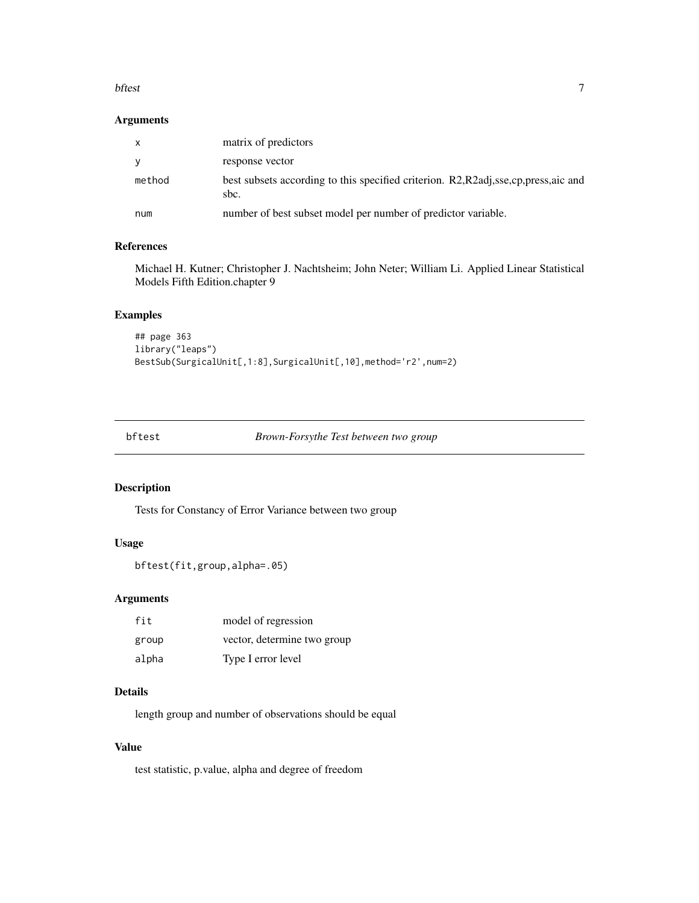### Arguments

| | |
|---|---|
| x | matrix of predictors |
| y | response vector |
| method | best subsets according to this specified criterion. R2,R2adj,sse,cp,press,aic and sbc. |
| num | number of best subset model per number of predictor variable. |

### References

Michael H. Kutner; Christopher J. Nachtsheim; John Neter; William Li. Applied Linear Statistical Models Fifth Edition.chapter 9

### Examples

```
## page 363
library("leaps")
BestSub(SurgicalUnit[,1:8],SurgicalUnit[,10],method='r2',num=2)
```

---

## bftest — *Brown-Forsythe Test between two group*

### Description

Tests for Constancy of Error Variance between two group

### Usage

```
bftest(fit,group,alpha=.05)
```

### Arguments

| | |
|---|---|
| fit | model of regression |
| group | vector, determine two group |
| alpha | Type I error level |

### Details

length group and number of observations should be equal

### Value

test statistic, p.value, alpha and degree of freedom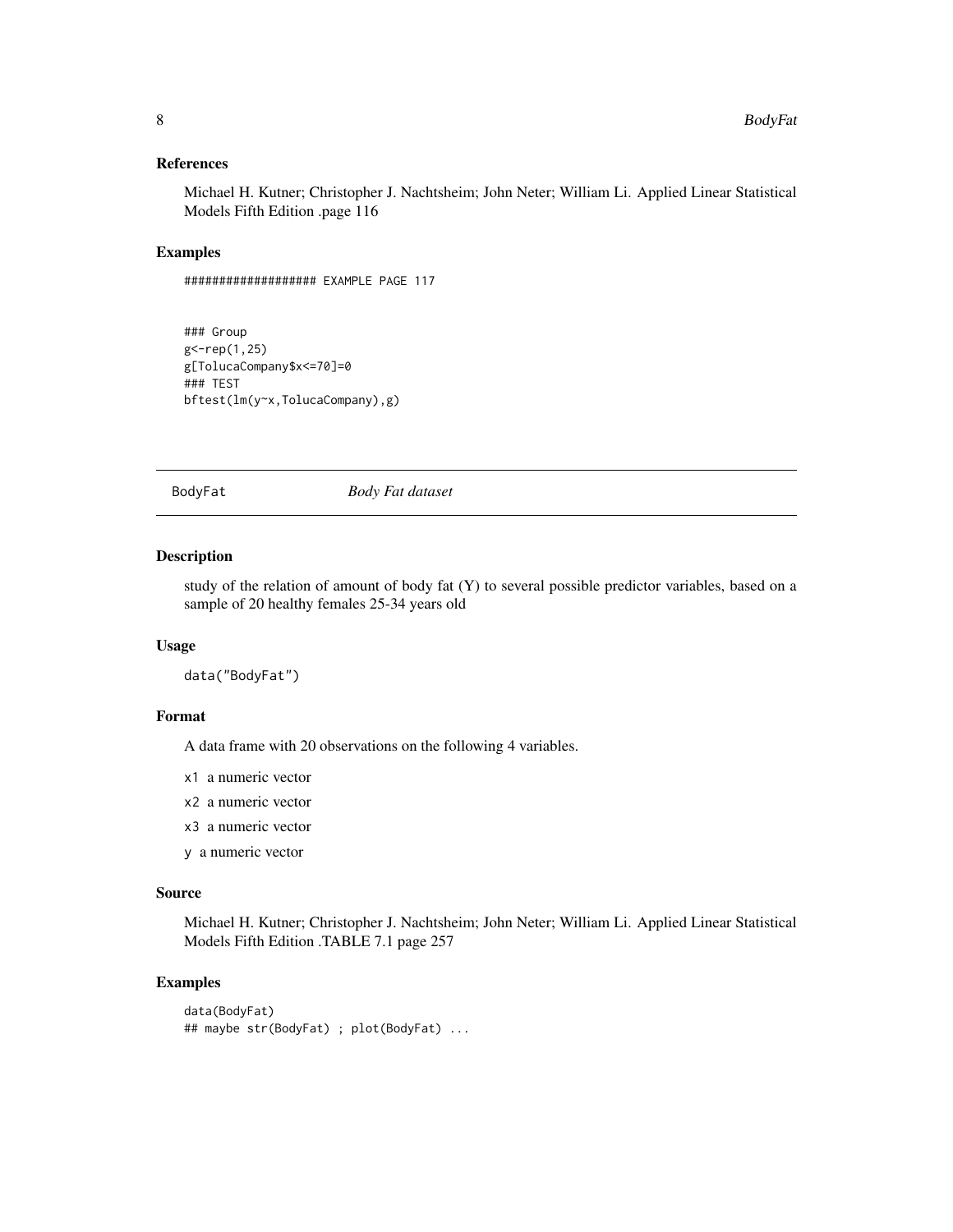### References

Michael H. Kutner; Christopher J. Nachtsheim; John Neter; William Li. Applied Linear Statistical Models Fifth Edition .page 116

### Examples

```
################### EXAMPLE PAGE 117


### Group
g<-rep(1,25)
g[TolucaCompany$x<=70]=0
### TEST
bftest(lm(y~x,TolucaCompany),g)
```

---

## BodyFat — *Body Fat dataset*

---

### Description

study of the relation of amount of body fat (Y) to several possible predictor variables, based on a sample of 20 healthy females 25-34 years old

### Usage

```
data("BodyFat")
```

### Format

A data frame with 20 observations on the following 4 variables.

- `x1` a numeric vector
- `x2` a numeric vector
- `x3` a numeric vector
- `y` a numeric vector

### Source

Michael H. Kutner; Christopher J. Nachtsheim; John Neter; William Li. Applied Linear Statistical Models Fifth Edition .TABLE 7.1 page 257

### Examples

```
data(BodyFat)
## maybe str(BodyFat) ; plot(BodyFat) ...
```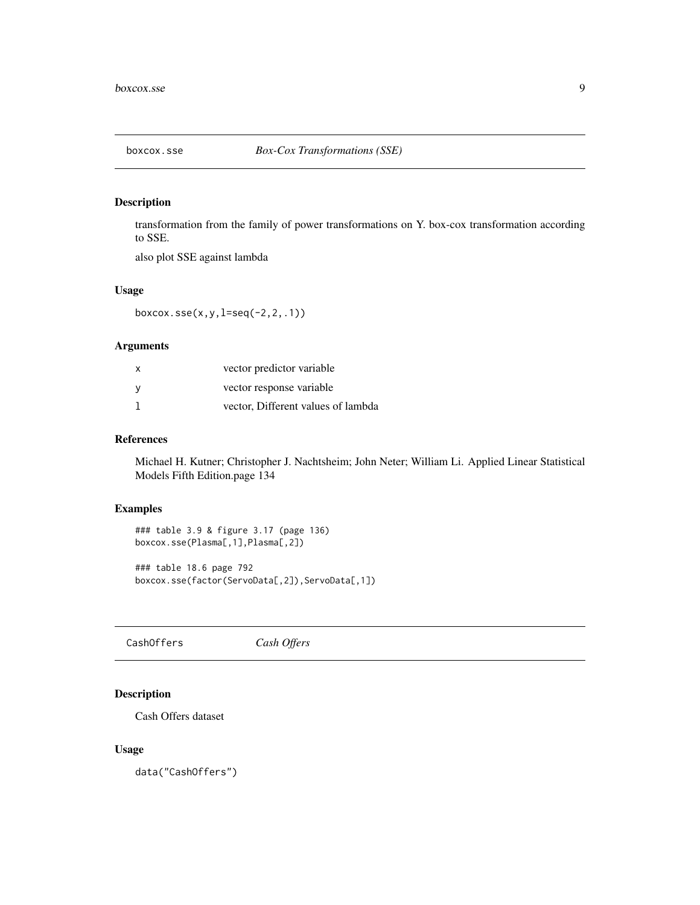## boxcox.sse *Box-Cox Transformations (SSE)*

### Description

transformation from the family of power transformations on Y. box-cox transformation according to SSE.

also plot SSE against lambda

### Usage

```
boxcox.sse(x,y,l=seq(-2,2,.1))
```

### Arguments

| | |
|---|---|
| x | vector predictor variable |
| y | vector response variable |
| l | vector, Different values of lambda |

### References

Michael H. Kutner; Christopher J. Nachtsheim; John Neter; William Li. Applied Linear Statistical Models Fifth Edition.page 134

### Examples

```
### table 3.9 & figure 3.17 (page 136)
boxcox.sse(Plasma[,1],Plasma[,2])

### table 18.6 page 792
boxcox.sse(factor(ServoData[,2]),ServoData[,1])
```

## CashOffers *Cash Offers*

### Description

Cash Offers dataset

### Usage

```
data("CashOffers")
```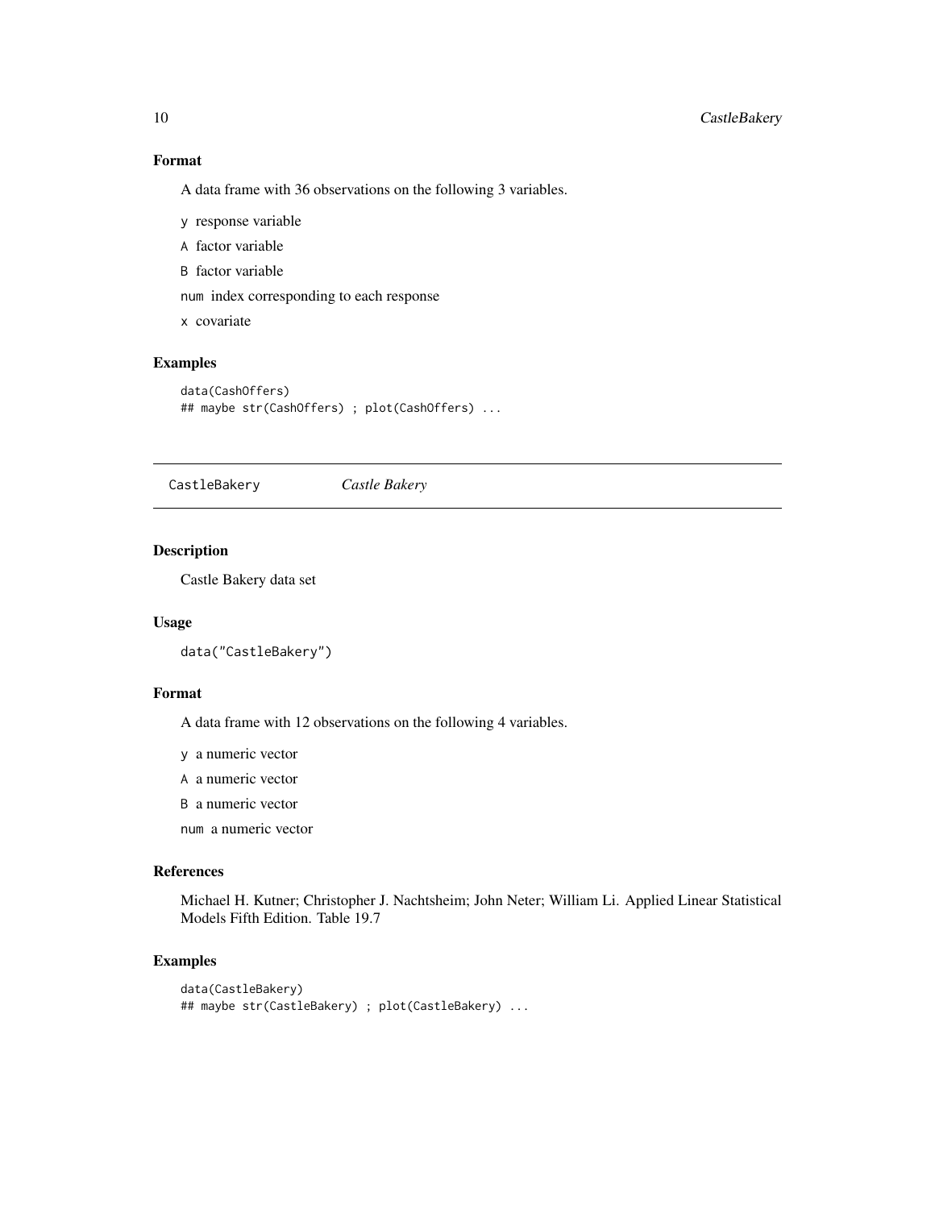### Format

A data frame with 36 observations on the following 3 variables.

`y` response variable

`A` factor variable

`B` factor variable

`num` index corresponding to each response

`x` covariate

### Examples

```
data(CashOffers)
## maybe str(CashOffers) ; plot(CashOffers) ...
```

---

## CastleBakery *Castle Bakery*

---

### Description

Castle Bakery data set

### Usage

```
data("CastleBakery")
```

### Format

A data frame with 12 observations on the following 4 variables.

`y` a numeric vector

`A` a numeric vector

`B` a numeric vector

`num` a numeric vector

### References

Michael H. Kutner; Christopher J. Nachtsheim; John Neter; William Li. Applied Linear Statistical Models Fifth Edition. Table 19.7

### Examples

```
data(CastleBakery)
## maybe str(CastleBakery) ; plot(CastleBakery) ...
```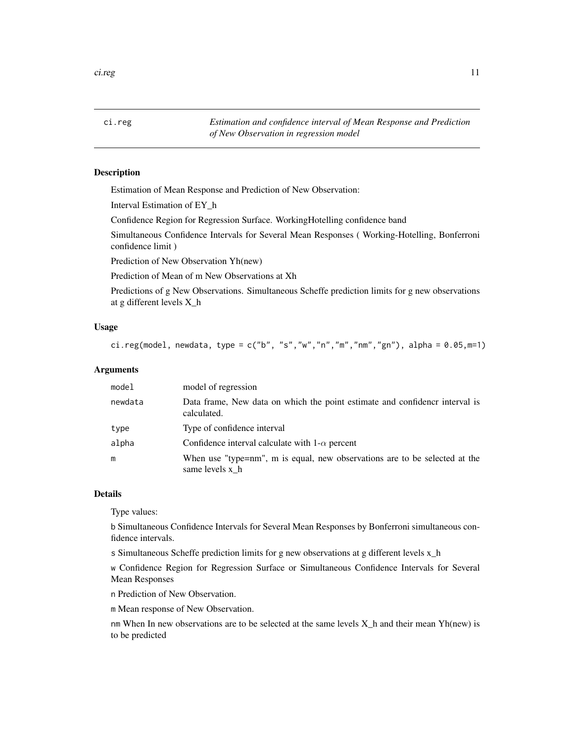## ci.reg — *Estimation and confidence interval of Mean Response and Prediction of New Observation in regression model*

### Description

Estimation of Mean Response and Prediction of New Observation:

Interval Estimation of EY_h

Confidence Region for Regression Surface. WorkingHotelling confidence band

Simultaneous Confidence Intervals for Several Mean Responses ( Working-Hotelling, Bonferroni confidence limit )

Prediction of New Observation Yh(new)

Prediction of Mean of m New Observations at Xh

Predictions of g New Observations. Simultaneous Scheffe prediction limits for g new observations at g different levels X_h

### Usage

```
ci.reg(model, newdata, type = c("b", "s","w","n","m","nm","gn"), alpha = 0.05,m=1)
```

### Arguments

| | |
|---|---|
| `model` | model of regression |
| `newdata` | Data frame, New data on which the point estimate and confidencr interval is calculated. |
| `type` | Type of confidence interval |
| `alpha` | Confidence interval calculate with 1-$\alpha$ percent |
| `m` | When use "type=nm", m is equal, new observations are to be selected at the same levels x_h |

### Details

Type values:

`b` Simultaneous Confidence Intervals for Several Mean Responses by Bonferroni simultaneous confidence intervals.

`s` Simultaneous Scheffe prediction limits for g new observations at g different levels x_h

`w` Confidence Region for Regression Surface or Simultaneous Confidence Intervals for Several Mean Responses

`n` Prediction of New Observation.

`m` Mean response of New Observation.

`nm` When In new observations are to be selected at the same levels X_h and their mean Yh(new) is to be predicted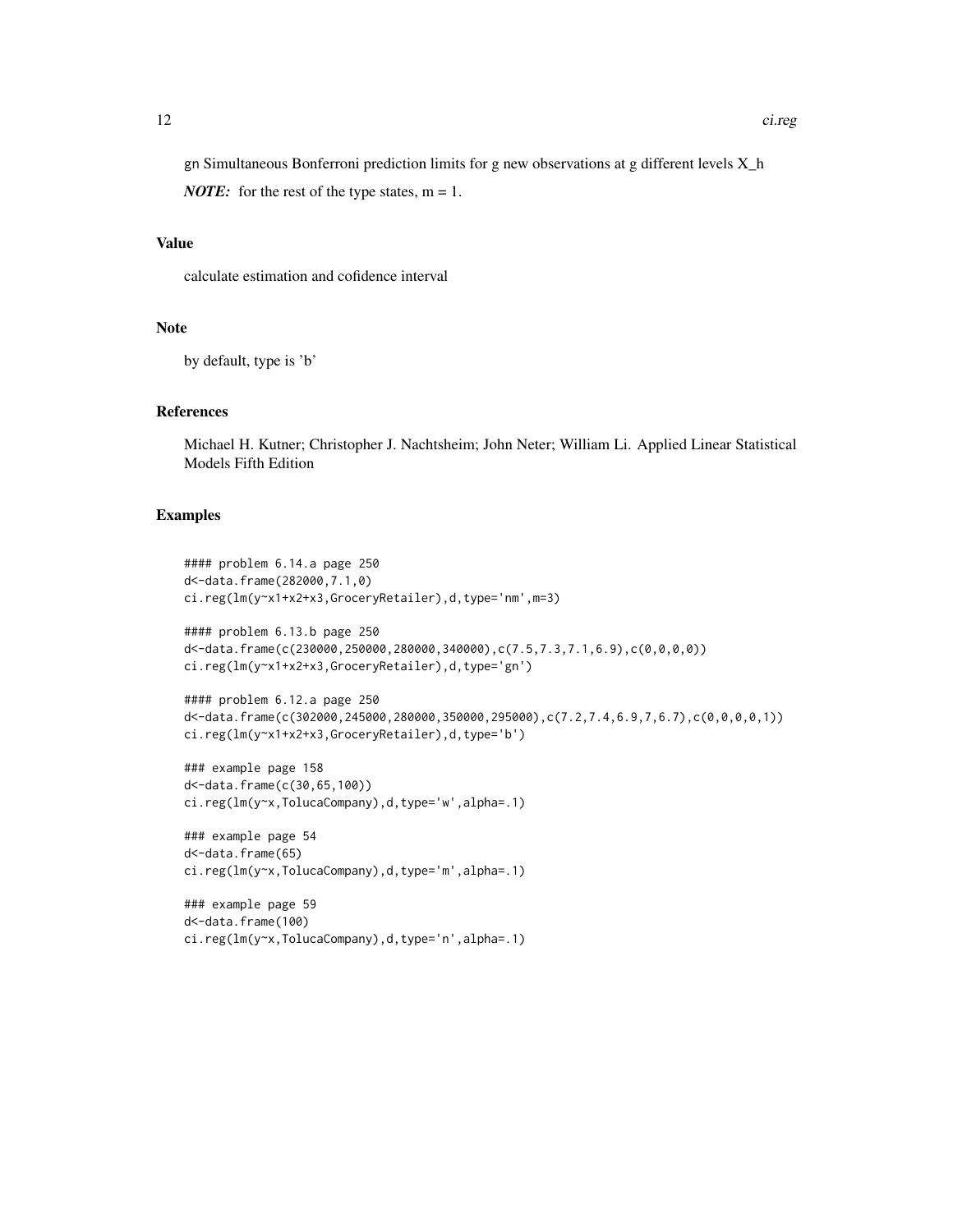gn Simultaneous Bonferroni prediction limits for g new observations at g different levels X_h

***NOTE:*** for the rest of the type states, m = 1.

## Value

calculate estimation and cofidence interval

## Note

by default, type is 'b'

## References

Michael H. Kutner; Christopher J. Nachtsheim; John Neter; William Li. Applied Linear Statistical Models Fifth Edition

## Examples

```
#### problem 6.14.a page 250
d<-data.frame(282000,7.1,0)
ci.reg(lm(y~x1+x2+x3,GroceryRetailer),d,type='nm',m=3)

#### problem 6.13.b page 250
d<-data.frame(c(230000,250000,280000,340000),c(7.5,7.3,7.1,6.9),c(0,0,0,0))
ci.reg(lm(y~x1+x2+x3,GroceryRetailer),d,type='gn')

#### problem 6.12.a page 250
d<-data.frame(c(302000,245000,280000,350000,295000),c(7.2,7.4,6.9,7,6.7),c(0,0,0,0,1))
ci.reg(lm(y~x1+x2+x3,GroceryRetailer),d,type='b')

### example page 158
d<-data.frame(c(30,65,100))
ci.reg(lm(y~x,TolucaCompany),d,type='w',alpha=.1)

### example page 54
d<-data.frame(65)
ci.reg(lm(y~x,TolucaCompany),d,type='m',alpha=.1)

### example page 59
d<-data.frame(100)
ci.reg(lm(y~x,TolucaCompany),d,type='n',alpha=.1)
```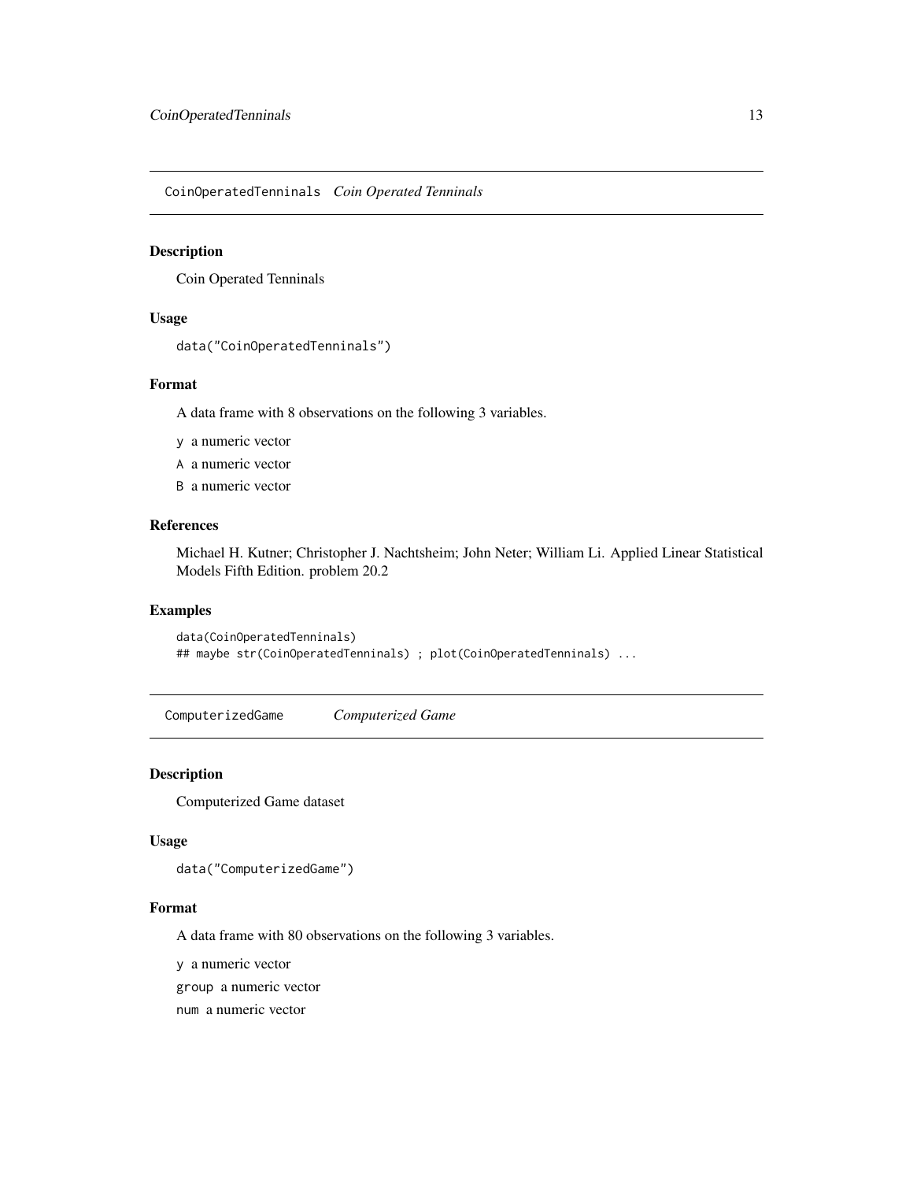## CoinOperatedTenninals *Coin Operated Tenninals*

### Description

Coin Operated Tenninals

### Usage

```
data("CoinOperatedTenninals")
```

### Format

A data frame with 8 observations on the following 3 variables.

- `y` a numeric vector
- `A` a numeric vector
- `B` a numeric vector

### References

Michael H. Kutner; Christopher J. Nachtsheim; John Neter; William Li. Applied Linear Statistical Models Fifth Edition. problem 20.2

### Examples

```
data(CoinOperatedTenninals)
## maybe str(CoinOperatedTenninals) ; plot(CoinOperatedTenninals) ...
```

## ComputerizedGame *Computerized Game*

### Description

Computerized Game dataset

### Usage

```
data("ComputerizedGame")
```

### Format

A data frame with 80 observations on the following 3 variables.

- `y` a numeric vector
- `group` a numeric vector
- `num` a numeric vector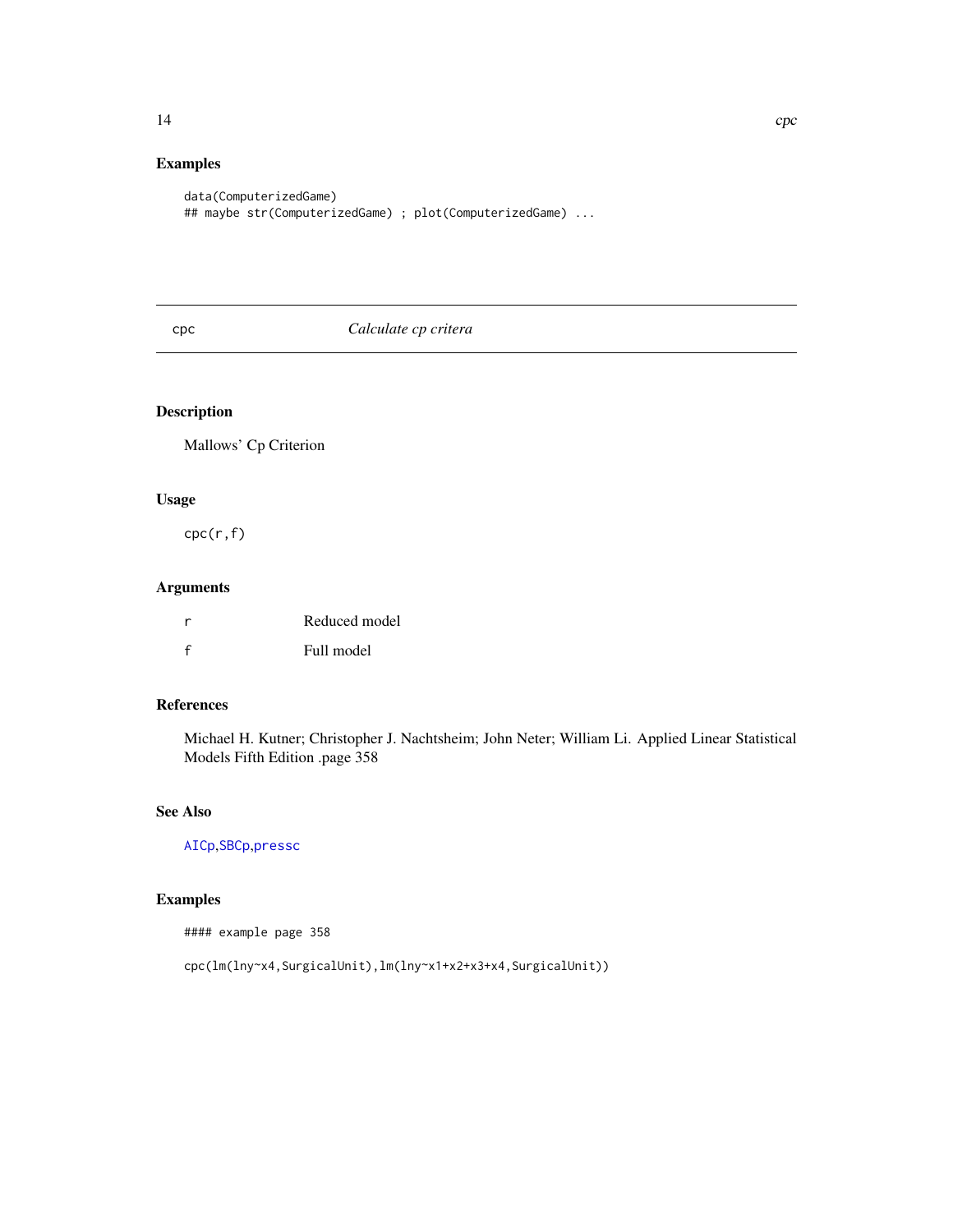## Examples

```
data(ComputerizedGame)
## maybe str(ComputerizedGame) ; plot(ComputerizedGame) ...
```

---

# cpc *Calculate cp critera*

---

## Description

Mallows' Cp Criterion

## Usage

```
cpc(r,f)
```

## Arguments

| | |
|---|---|
| r | Reduced model |
| f | Full model |

## References

Michael H. Kutner; Christopher J. Nachtsheim; John Neter; William Li. Applied Linear Statistical Models Fifth Edition .page 358

## See Also

AICp,SBCp,pressc

## Examples

```
#### example page 358

cpc(lm(lny~x4,SurgicalUnit),lm(lny~x1+x2+x3+x4,SurgicalUnit))
```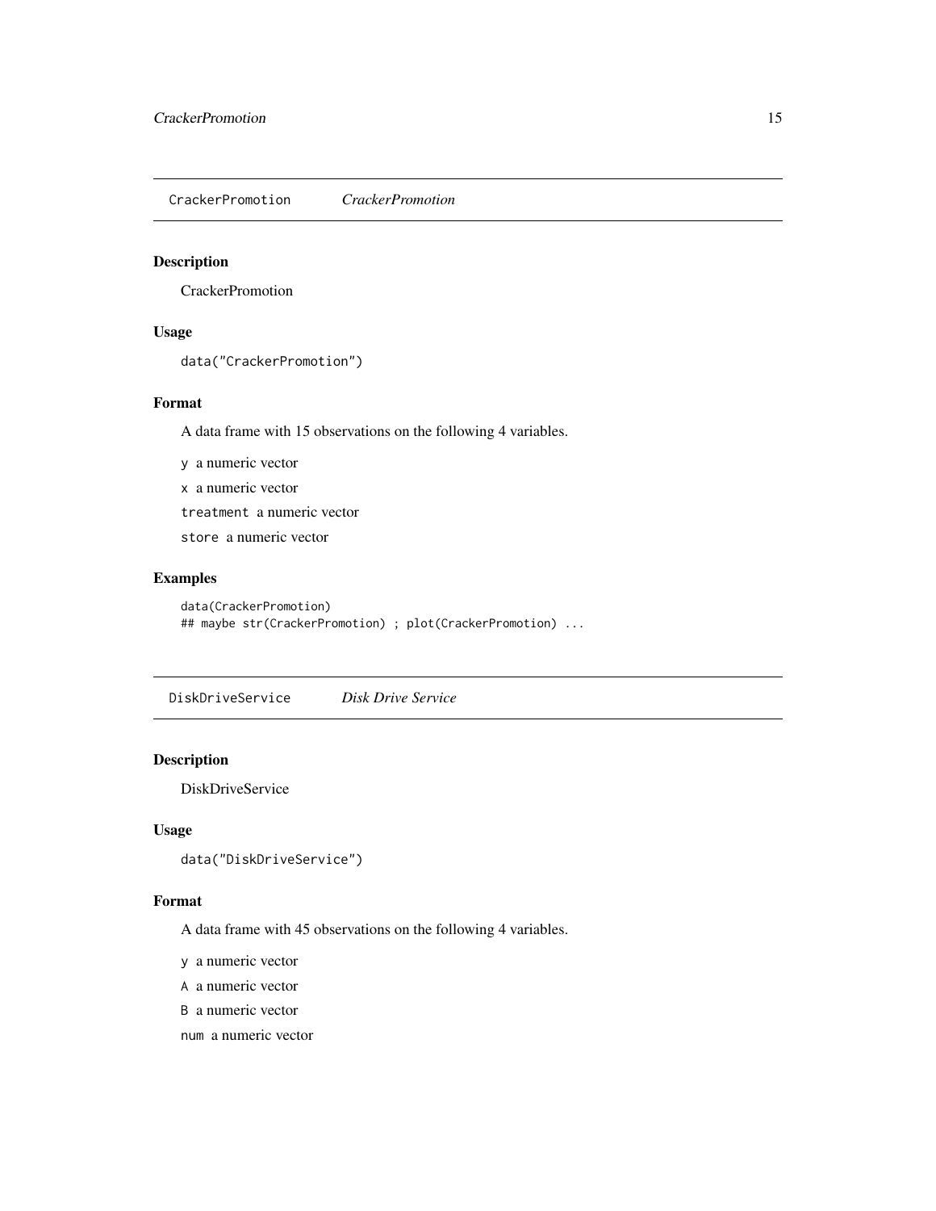## CrackerPromotion *CrackerPromotion*

### Description

CrackerPromotion

### Usage

```
data("CrackerPromotion")
```

### Format

A data frame with 15 observations on the following 4 variables.

`y` a numeric vector

`x` a numeric vector

`treatment` a numeric vector

`store` a numeric vector

### Examples

```
data(CrackerPromotion)
## maybe str(CrackerPromotion) ; plot(CrackerPromotion) ...
```

## DiskDriveService *Disk Drive Service*

### Description

DiskDriveService

### Usage

```
data("DiskDriveService")
```

### Format

A data frame with 45 observations on the following 4 variables.

`y` a numeric vector

`A` a numeric vector

`B` a numeric vector

`num` a numeric vector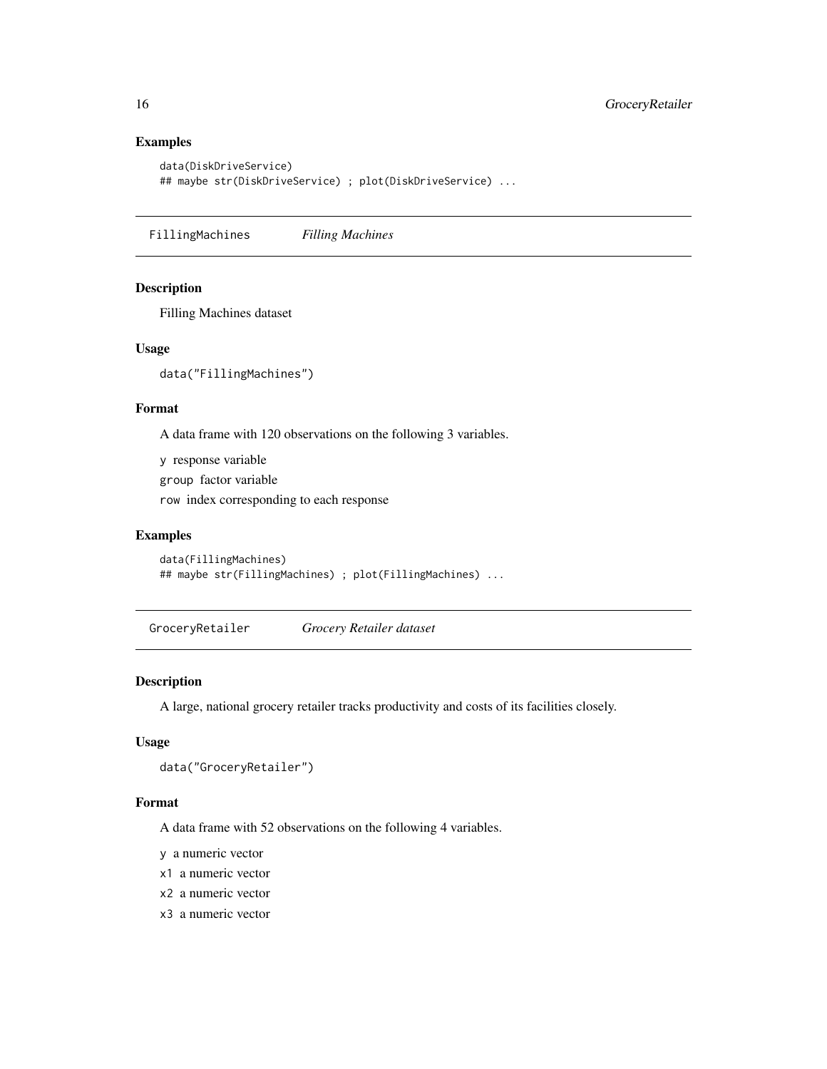### Examples

```
data(DiskDriveService)
## maybe str(DiskDriveService) ; plot(DiskDriveService) ...
```

---

## FillingMachines *Filling Machines*

### Description

Filling Machines dataset

### Usage

```
data("FillingMachines")
```

### Format

A data frame with 120 observations on the following 3 variables.

- `y` response variable
- `group` factor variable
- `row` index corresponding to each response

### Examples

```
data(FillingMachines)
## maybe str(FillingMachines) ; plot(FillingMachines) ...
```

---

## GroceryRetailer *Grocery Retailer dataset*

### Description

A large, national grocery retailer tracks productivity and costs of its facilities closely.

### Usage

```
data("GroceryRetailer")
```

### Format

A data frame with 52 observations on the following 4 variables.

- `y` a numeric vector
- `x1` a numeric vector
- `x2` a numeric vector
- `x3` a numeric vector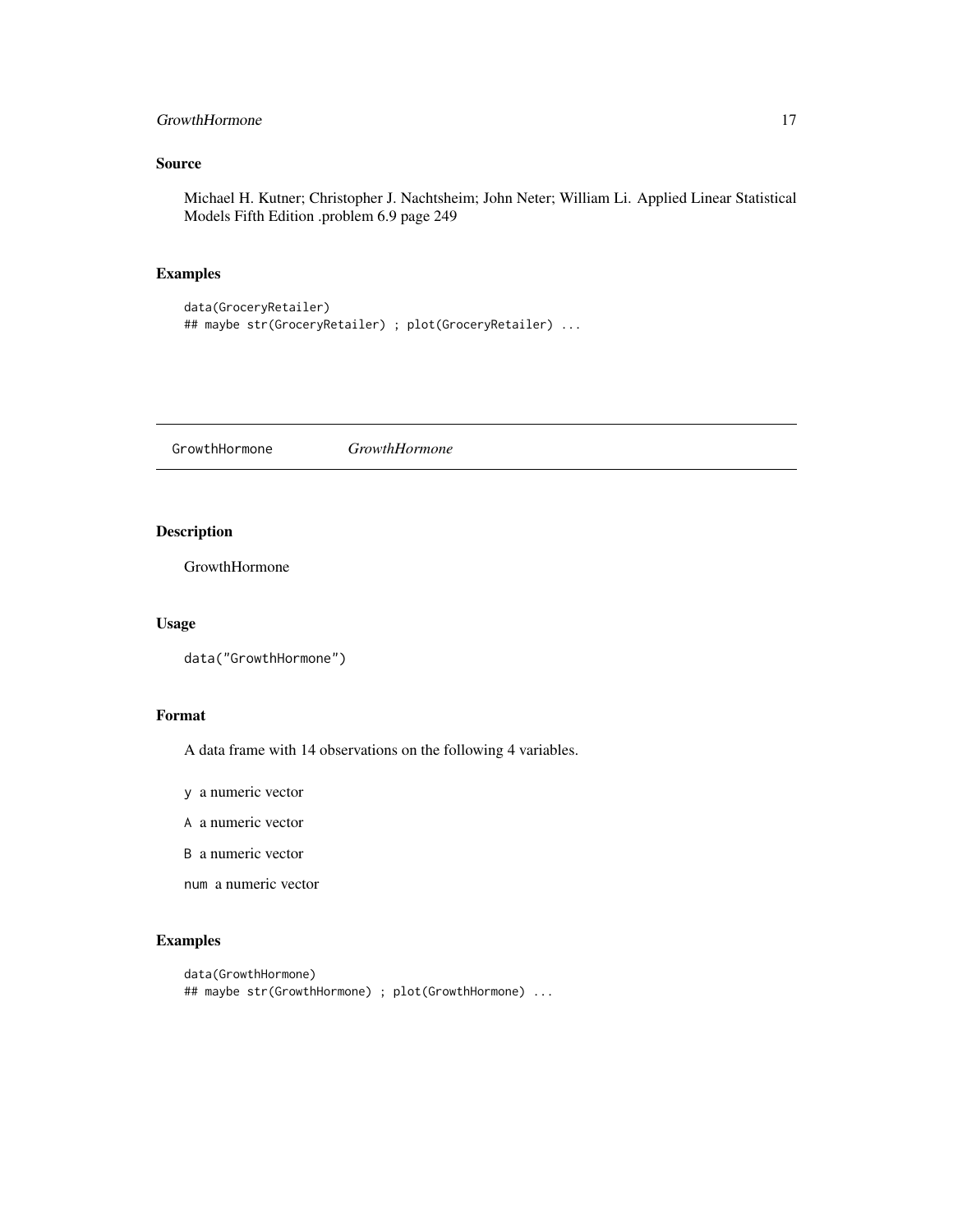### Source

Michael H. Kutner; Christopher J. Nachtsheim; John Neter; William Li. Applied Linear Statistical Models Fifth Edition .problem 6.9 page 249

### Examples

```
data(GroceryRetailer)
## maybe str(GroceryRetailer) ; plot(GroceryRetailer) ...
```

---

## GrowthHormone *GrowthHormone*

---

### Description

GrowthHormone

### Usage

```
data("GrowthHormone")
```

### Format

A data frame with 14 observations on the following 4 variables.

- `y` a numeric vector
- `A` a numeric vector
- `B` a numeric vector
- `num` a numeric vector

### Examples

```
data(GrowthHormone)
## maybe str(GrowthHormone) ; plot(GrowthHormone) ...
```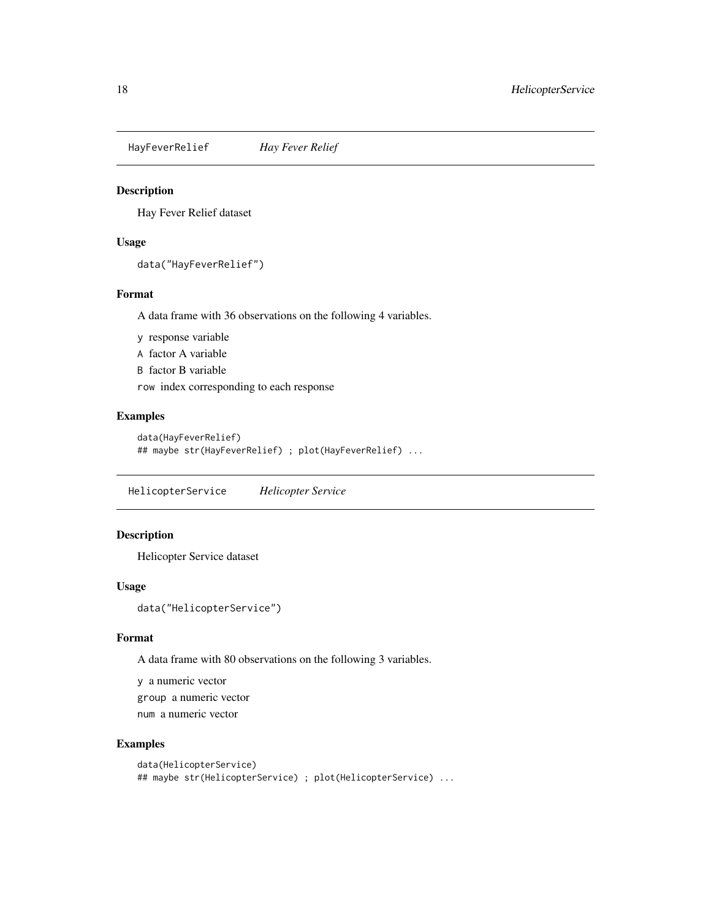## HayFeverRelief *Hay Fever Relief*

### Description

Hay Fever Relief dataset

### Usage

```
data("HayFeverRelief")
```

### Format

A data frame with 36 observations on the following 4 variables.

`y` response variable

`A` factor A variable

`B` factor B variable

`row` index corresponding to each response

### Examples

```
data(HayFeverRelief)
## maybe str(HayFeverRelief) ; plot(HayFeverRelief) ...
```

## HelicopterService *Helicopter Service*

### Description

Helicopter Service dataset

### Usage

```
data("HelicopterService")
```

### Format

A data frame with 80 observations on the following 3 variables.

`y` a numeric vector

`group` a numeric vector

`num` a numeric vector

### Examples

```
data(HelicopterService)
## maybe str(HelicopterService) ; plot(HelicopterService) ...
```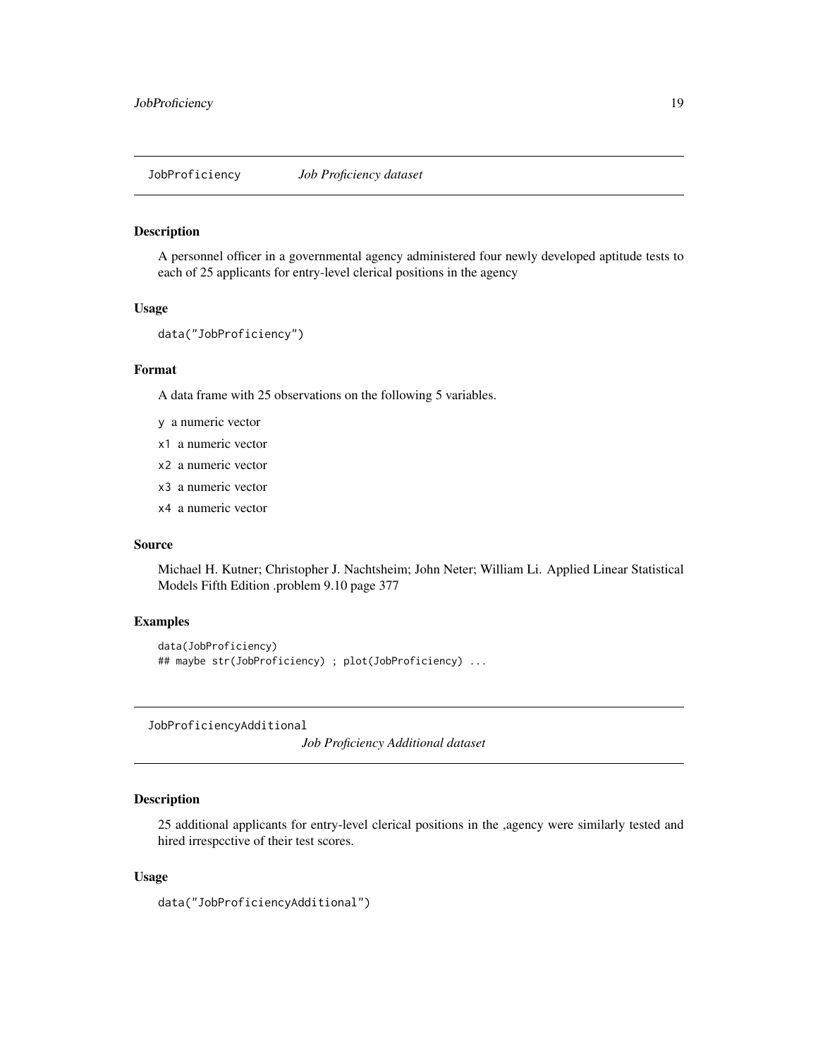## JobProficiency *Job Proficiency dataset*

### Description

A personnel officer in a governmental agency administered four newly developed aptitude tests to each of 25 applicants for entry-level clerical positions in the agency

### Usage

```
data("JobProficiency")
```

### Format

A data frame with 25 observations on the following 5 variables.

- `y` a numeric vector
- `x1` a numeric vector
- `x2` a numeric vector
- `x3` a numeric vector
- `x4` a numeric vector

### Source

Michael H. Kutner; Christopher J. Nachtsheim; John Neter; William Li. Applied Linear Statistical Models Fifth Edition .problem 9.10 page 377

### Examples

```
data(JobProficiency)
## maybe str(JobProficiency) ; plot(JobProficiency) ...
```

## JobProficiencyAdditional *Job Proficiency Additional dataset*

### Description

25 additional applicants for entry-level clerical positions in the ,agency were similarly tested and hired irrespcctive of their test scores.

### Usage

```
data("JobProficiencyAdditional")
```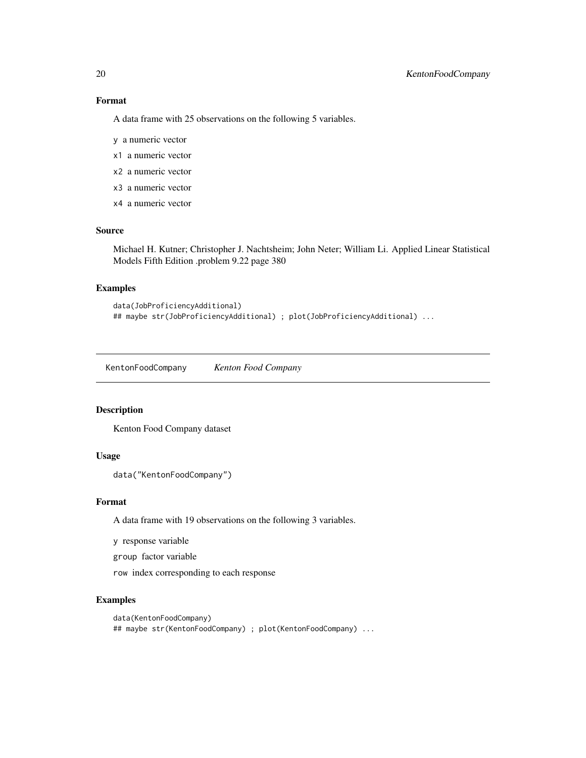### Format

A data frame with 25 observations on the following 5 variables.

`y` a numeric vector

`x1` a numeric vector

`x2` a numeric vector

`x3` a numeric vector

`x4` a numeric vector

### Source

Michael H. Kutner; Christopher J. Nachtsheim; John Neter; William Li. Applied Linear Statistical Models Fifth Edition .problem 9.22 page 380

### Examples

```
data(JobProficiencyAdditional)
## maybe str(JobProficiencyAdditional) ; plot(JobProficiencyAdditional) ...
```

---

## KentonFoodCompany *Kenton Food Company*

---

### Description

Kenton Food Company dataset

### Usage

```
data("KentonFoodCompany")
```

### Format

A data frame with 19 observations on the following 3 variables.

`y` response variable

`group` factor variable

`row` index corresponding to each response

### Examples

```
data(KentonFoodCompany)
## maybe str(KentonFoodCompany) ; plot(KentonFoodCompany) ...
```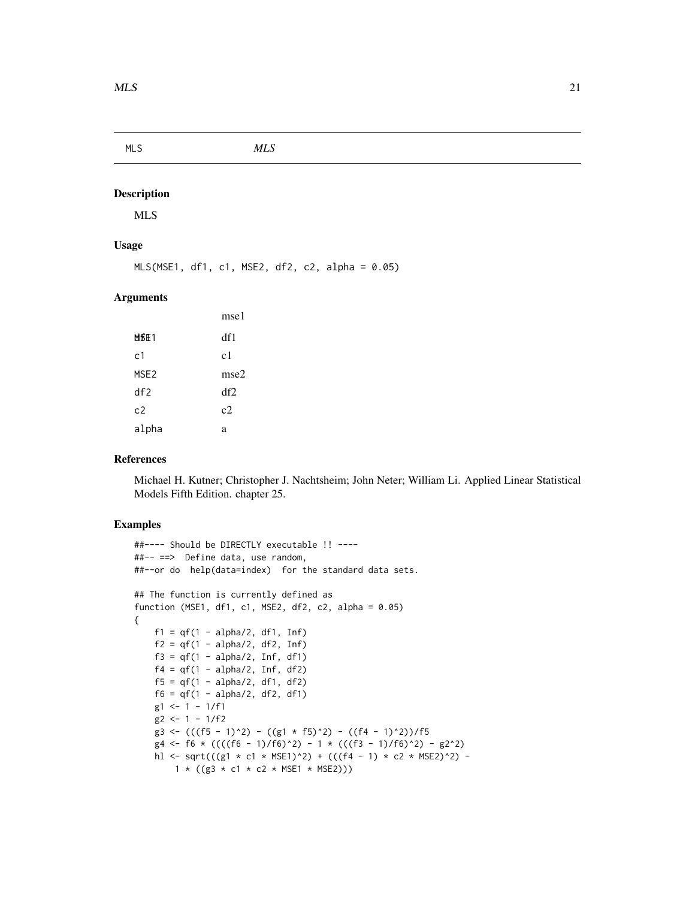# MLS *MLS*

## Description

MLS

## Usage

```
MLS(MSE1, df1, c1, MSE2, df2, c2, alpha = 0.05)
```

## Arguments

| | |
|---|---|
| MSE1 | mse1 |
| df1 | df1 |
| c1 | c1 |
| MSE2 | mse2 |
| df2 | df2 |
| c2 | c2 |
| alpha | a |

## References

Michael H. Kutner; Christopher J. Nachtsheim; John Neter; William Li. Applied Linear Statistical Models Fifth Edition. chapter 25.

## Examples

```
##---- Should be DIRECTLY executable !! ----
##-- ==>  Define data, use random,
##--or do  help(data=index)  for the standard data sets.

## The function is currently defined as
function (MSE1, df1, c1, MSE2, df2, c2, alpha = 0.05)
{
    f1 = qf(1 - alpha/2, df1, Inf)
    f2 = qf(1 - alpha/2, df2, Inf)
    f3 = qf(1 - alpha/2, Inf, df1)
    f4 = qf(1 - alpha/2, Inf, df2)
    f5 = qf(1 - alpha/2, df1, df2)
    f6 = qf(1 - alpha/2, df2, df1)
    g1 <- 1 - 1/f1
    g2 <- 1 - 1/f2
    g3 <- (((f5 - 1)^2) - ((g1 * f5)^2) - ((f4 - 1)^2))/f5
    g4 <- f6 * ((((f6 - 1)/f6)^2) - 1 * (((f3 - 1)/f6)^2) - g2^2)
    hl <- sqrt(((g1 * c1 * MSE1)^2) + (((f4 - 1) * c2 * MSE2)^2) -
        1 * ((g3 * c1 * c2 * MSE1 * MSE2)))
```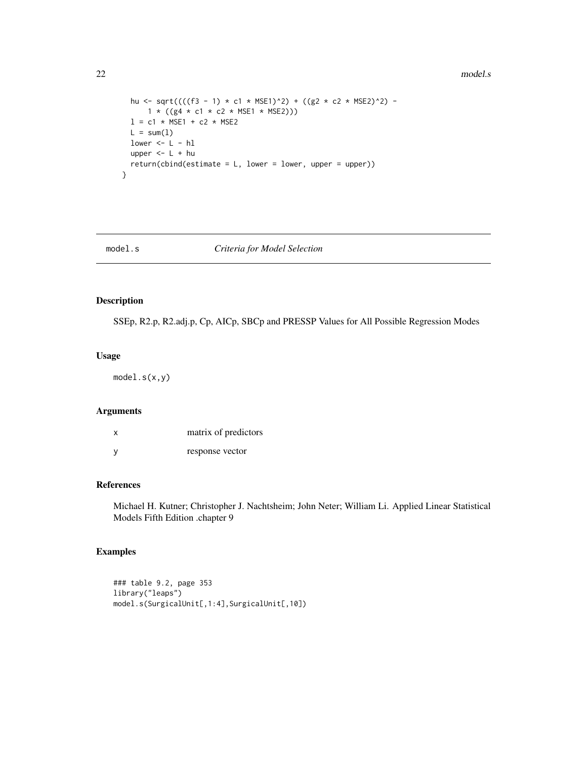```
  hu <- sqrt(((((f3 - 1) * c1 * MSE1)^2) + ((g2 * c2 * MSE2)^2) -
      1 * ((g4 * c1 * c2 * MSE1 * MSE2)))
  l = c1 * MSE1 + c2 * MSE2
  L = sum(l)
  lower <- L - hl
  upper <- L + hu
  return(cbind(estimate = L, lower = lower, upper = upper))
}
```

## model.s *Criteria for Model Selection*

### Description

SSEp, R2.p, R2.adj.p, Cp, AICp, SBCp and PRESSP Values for All Possible Regression Modes

### Usage

```
model.s(x,y)
```

### Arguments

| | |
|---|---|
| x | matrix of predictors |
| y | response vector |

### References

Michael H. Kutner; Christopher J. Nachtsheim; John Neter; William Li. Applied Linear Statistical Models Fifth Edition .chapter 9

### Examples

```
### table 9.2, page 353
library("leaps")
model.s(SurgicalUnit[,1:4],SurgicalUnit[,10])
```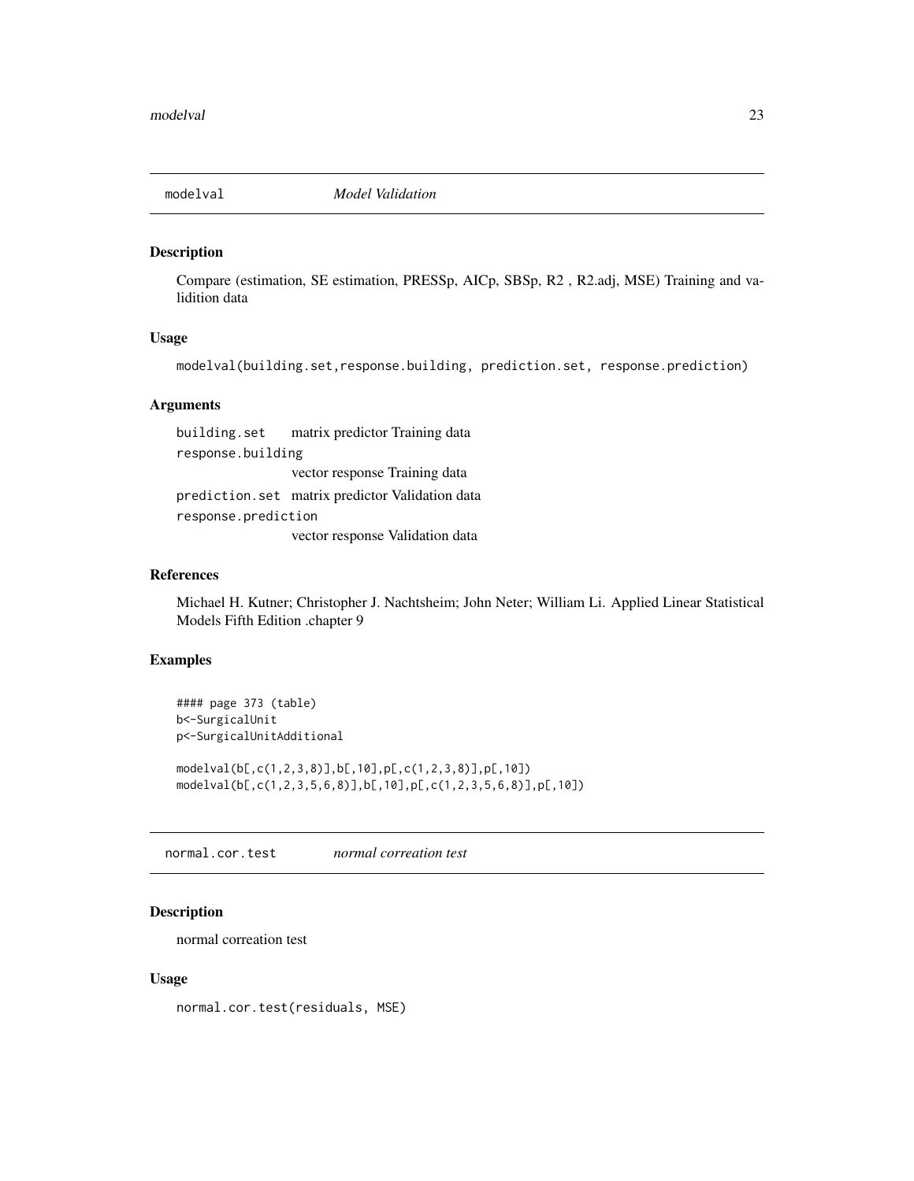## modelval *Model Validation*

### Description

Compare (estimation, SE estimation, PRESSp, AICp, SBSp, R2 , R2.adj, MSE) Training and validition data

### Usage

```
modelval(building.set,response.building, prediction.set, response.prediction)
```

### Arguments

| | |
|---|---|
| building.set | matrix predictor Training data |
| response.building | vector response Training data |
| prediction.set | matrix predictor Validation data |
| response.prediction | vector response Validation data |

### References

Michael H. Kutner; Christopher J. Nachtsheim; John Neter; William Li. Applied Linear Statistical Models Fifth Edition .chapter 9

### Examples

```
#### page 373 (table)
b<-SurgicalUnit
p<-SurgicalUnitAdditional

modelval(b[,c(1,2,3,8)],b[,10],p[,c(1,2,3,8)],p[,10])
modelval(b[,c(1,2,3,5,6,8)],b[,10],p[,c(1,2,3,5,6,8)],p[,10])
```

## normal.cor.test *normal correation test*

### Description

normal correation test

### Usage

```
normal.cor.test(residuals, MSE)
```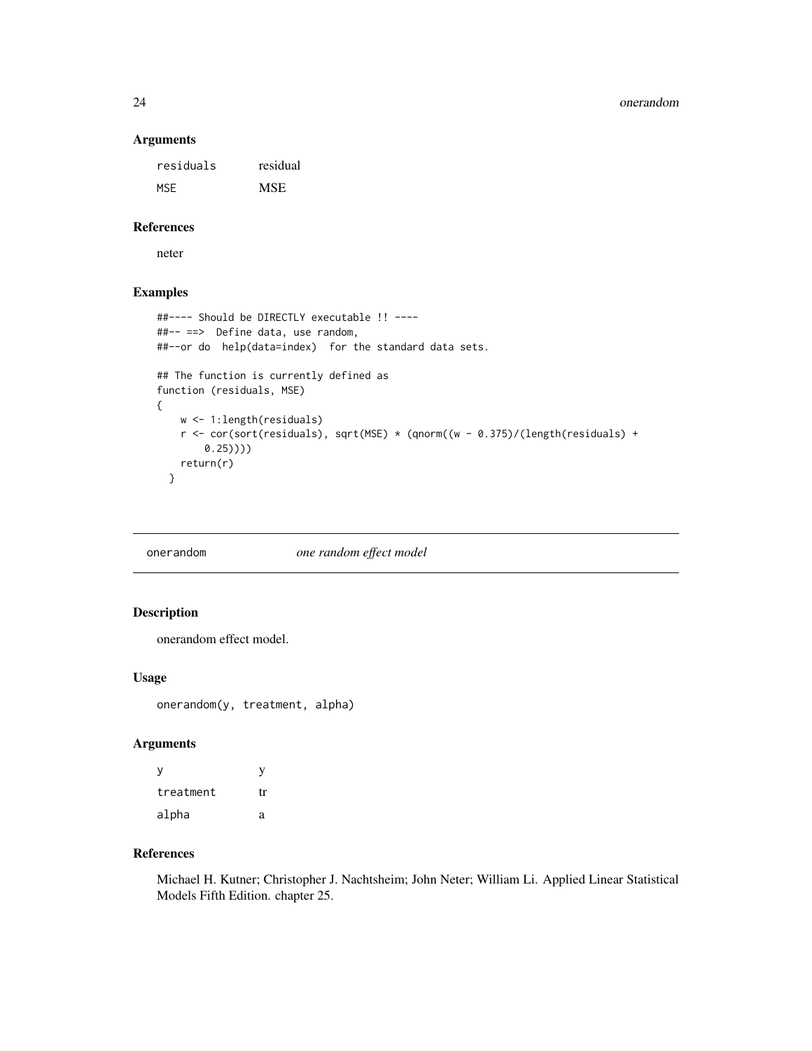### Arguments

| | |
|---|---|
| residuals | residual |
| MSE | MSE |

### References

neter

### Examples

```
##---- Should be DIRECTLY executable !! ----
##-- ==>  Define data, use random,
##--or do  help(data=index)  for the standard data sets.

## The function is currently defined as
function (residuals, MSE)
{
    w <- 1:length(residuals)
    r <- cor(sort(residuals), sqrt(MSE) * (qnorm((w - 0.375)/(length(residuals) +
        0.25))))
    return(r)
  }
```

---

## onerandom *one random effect model*

### Description

onerandom effect model.

### Usage

```
onerandom(y, treatment, alpha)
```

### Arguments

| | |
|---|---|
| y | y |
| treatment | tr |
| alpha | a |

### References

Michael H. Kutner; Christopher J. Nachtsheim; John Neter; William Li. Applied Linear Statistical Models Fifth Edition. chapter 25.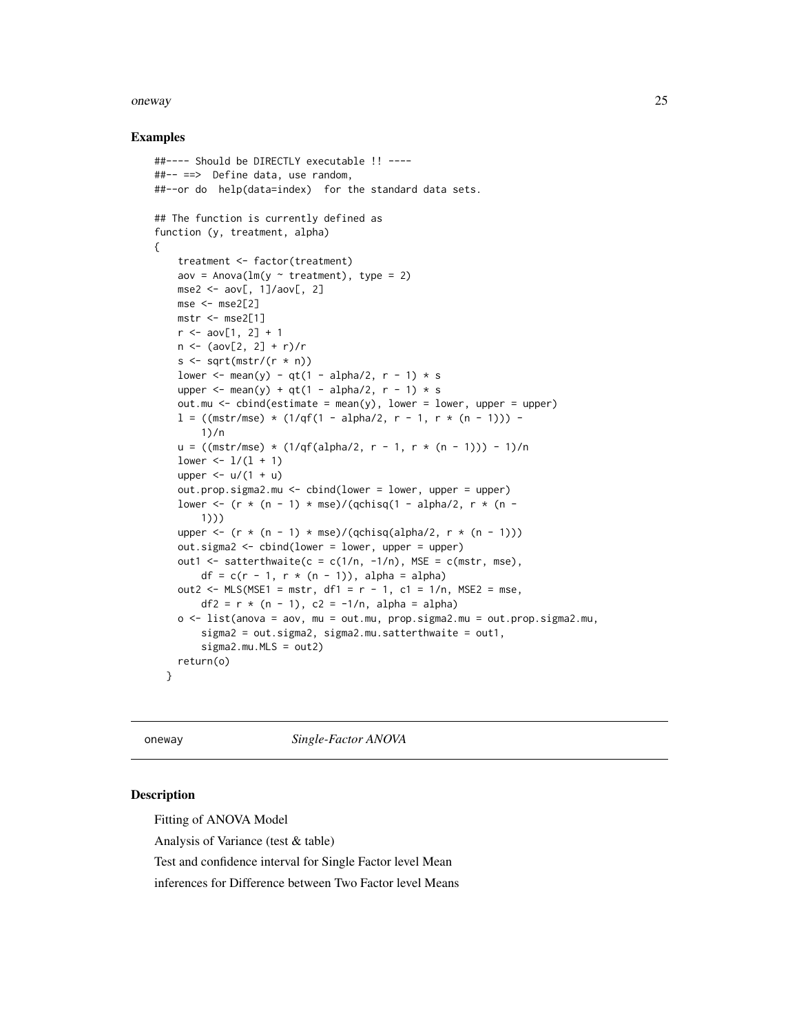### Examples

```
##---- Should be DIRECTLY executable !! ----
##-- ==>  Define data, use random,
##--or do  help(data=index)  for the standard data sets.

## The function is currently defined as
function (y, treatment, alpha)
{
    treatment <- factor(treatment)
    aov = Anova(lm(y ~ treatment), type = 2)
    mse2 <- aov[, 1]/aov[, 2]
    mse <- mse2[2]
    mstr <- mse2[1]
    r <- aov[1, 2] + 1
    n <- (aov[2, 2] + r)/r
    s <- sqrt(mstr/(r * n))
    lower <- mean(y) - qt(1 - alpha/2, r - 1) * s
    upper <- mean(y) + qt(1 - alpha/2, r - 1) * s
    out.mu <- cbind(estimate = mean(y), lower = lower, upper = upper)
    l = ((mstr/mse) * (1/qf(1 - alpha/2, r - 1, r * (n - 1))) -
        1)/n
    u = ((mstr/mse) * (1/qf(alpha/2, r - 1, r * (n - 1))) - 1)/n
    lower <- l/(l + 1)
    upper <- u/(1 + u)
    out.prop.sigma2.mu <- cbind(lower = lower, upper = upper)
    lower <- (r * (n - 1) * mse)/(qchisq(1 - alpha/2, r * (n -
        1)))
    upper <- (r * (n - 1) * mse)/(qchisq(alpha/2, r * (n - 1)))
    out.sigma2 <- cbind(lower = lower, upper = upper)
    out1 <- satterthwaite(c = c(1/n, -1/n), MSE = c(mstr, mse),
        df = c(r - 1, r * (n - 1)), alpha = alpha)
    out2 <- MLS(MSE1 = mstr, df1 = r - 1, c1 = 1/n, MSE2 = mse,
        df2 = r * (n - 1), c2 = -1/n, alpha = alpha)
    o <- list(anova = aov, mu = out.mu, prop.sigma2.mu = out.prop.sigma2.mu,
        sigma2 = out.sigma2, sigma2.mu.satterthwaite = out1,
        sigma2.mu.MLS = out2)
    return(o)
  }
```

---

## oneway — *Single-Factor ANOVA*

---

### Description

Fitting of ANOVA Model

Analysis of Variance (test & table)

Test and confidence interval for Single Factor level Mean

inferences for Difference between Two Factor level Means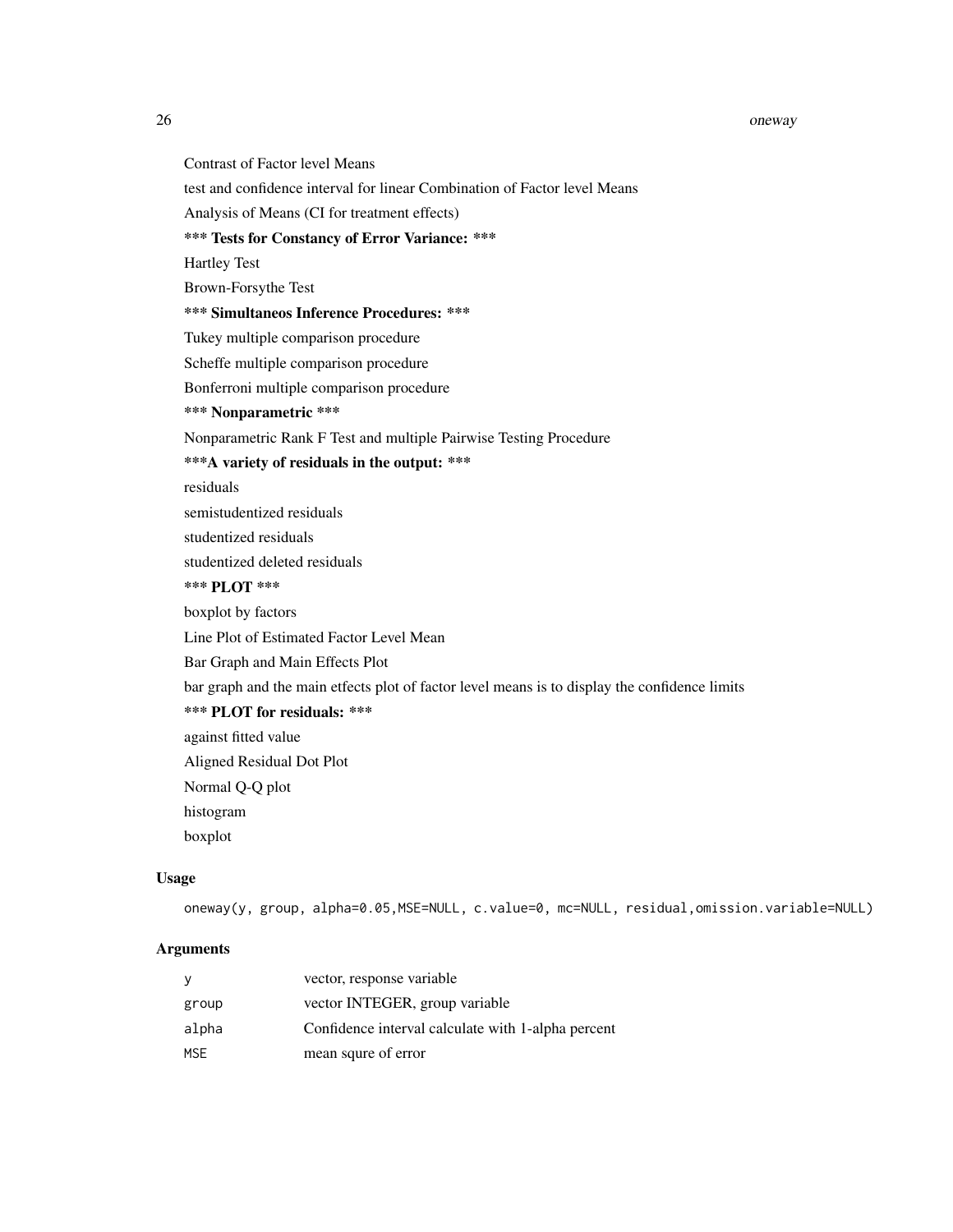Contrast of Factor level Means

test and confidence interval for linear Combination of Factor level Means

Analysis of Means (CI for treatment effects)

*** **Tests for Constancy of Error Variance:** ***

Hartley Test

Brown-Forsythe Test

*** **Simultaneos Inference Procedures:** ***

Tukey multiple comparison procedure

Scheffe multiple comparison procedure

Bonferroni multiple comparison procedure

*** **Nonparametric** ***

Nonparametric Rank F Test and multiple Pairwise Testing Procedure

***A **variety of residuals in the output:** ***

residuals

semistudentized residuals

studentized residuals

studentized deleted residuals

*** **PLOT** ***

boxplot by factors

Line Plot of Estimated Factor Level Mean

Bar Graph and Main Effects Plot

bar graph and the main etfects plot of factor level means is to display the confidence limits

*** **PLOT for residuals:** ***

against fitted value

Aligned Residual Dot Plot

Normal Q-Q plot

histogram

boxplot

## Usage

```
oneway(y, group, alpha=0.05,MSE=NULL, c.value=0, mc=NULL, residual,omission.variable=NULL)
```

## Arguments

| | |
|---|---|
| `y` | vector, response variable |
| `group` | vector INTEGER, group variable |
| `alpha` | Confidence interval calculate with 1-alpha percent |
| `MSE` | mean squre of error |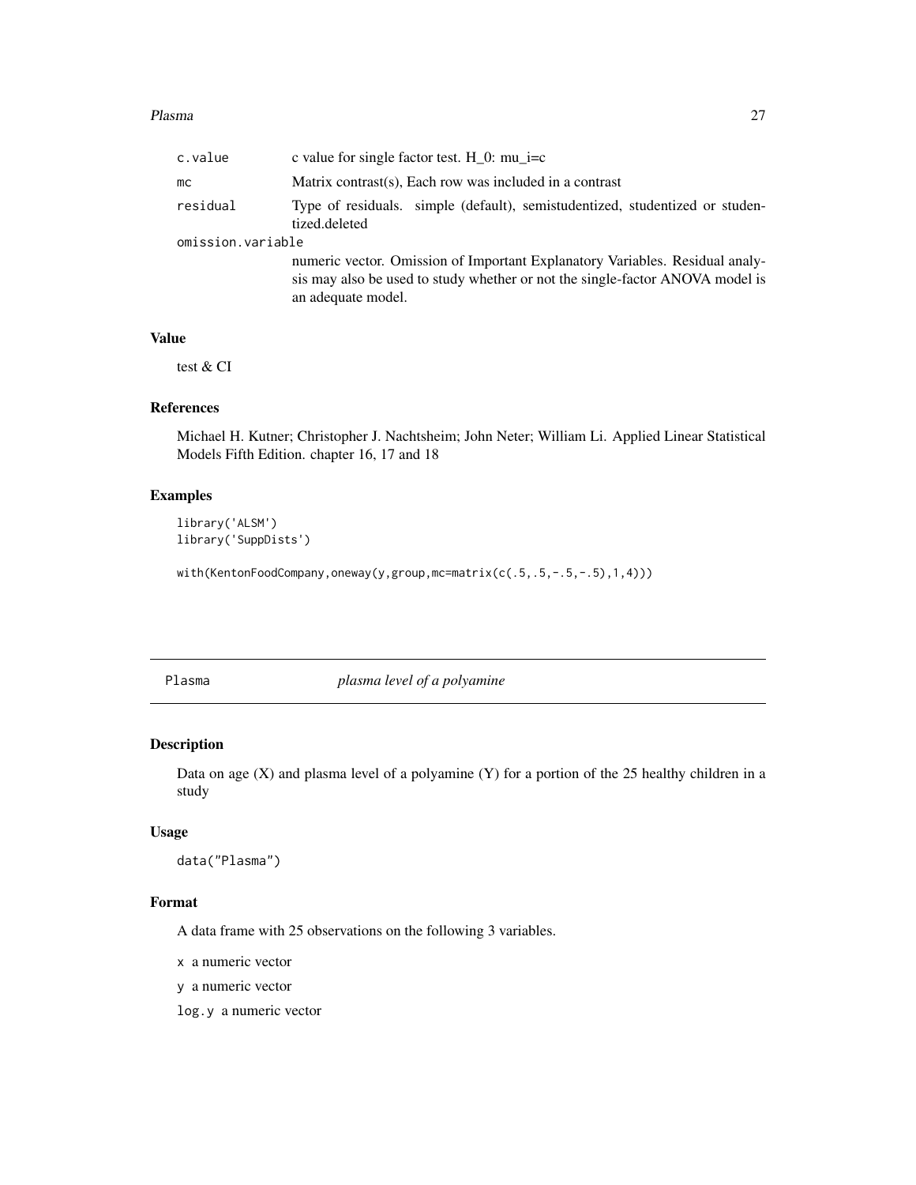| | |
|---|---|
| c.value | c value for single factor test. H_0: mu_i=c |
| mc | Matrix contrast(s), Each row was included in a contrast |
| residual | Type of residuals. simple (default), semistudentized, studentized or studentized.deleted |
| omission.variable | numeric vector. Omission of Important Explanatory Variables. Residual analysis may also be used to study whether or not the single-factor ANOVA model is an adequate model. |

### Value

test & CI

### References

Michael H. Kutner; Christopher J. Nachtsheim; John Neter; William Li. Applied Linear Statistical Models Fifth Edition. chapter 16, 17 and 18

### Examples

```
library('ALSM')
library('SuppDists')

with(KentonFoodCompany,oneway(y,group,mc=matrix(c(.5,.5,-.5,-.5),1,4)))
```

---

## Plasma *plasma level of a polyamine*

### Description

Data on age (X) and plasma level of a polyamine (Y) for a portion of the 25 healthy children in a study

### Usage

```
data("Plasma")
```

### Format

A data frame with 25 observations on the following 3 variables.

- x a numeric vector
- y a numeric vector
- log.y a numeric vector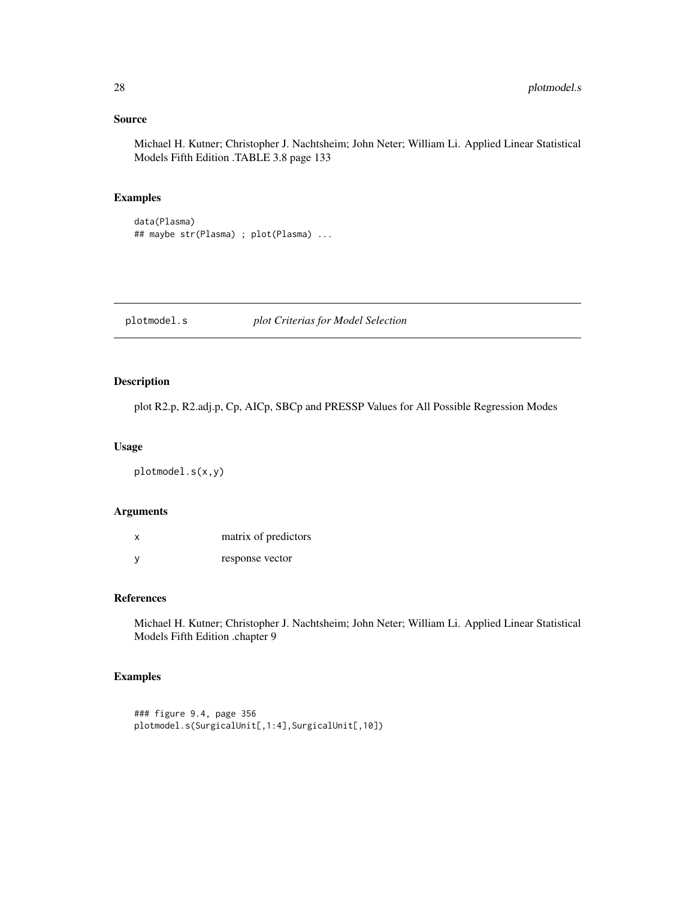## Source

Michael H. Kutner; Christopher J. Nachtsheim; John Neter; William Li. Applied Linear Statistical Models Fifth Edition .TABLE 3.8 page 133

## Examples

```
data(Plasma)
## maybe str(Plasma) ; plot(Plasma) ...
```

---

# plotmodel.s — *plot Criterias for Model Selection*

---

## Description

plot R2.p, R2.adj.p, Cp, AICp, SBCp and PRESSP Values for All Possible Regression Modes

## Usage

```
plotmodel.s(x,y)
```

## Arguments

| | |
|---|---|
| x | matrix of predictors |
| y | response vector |

## References

Michael H. Kutner; Christopher J. Nachtsheim; John Neter; William Li. Applied Linear Statistical Models Fifth Edition .chapter 9

## Examples

```
### figure 9.4, page 356
plotmodel.s(SurgicalUnit[,1:4],SurgicalUnit[,10])
```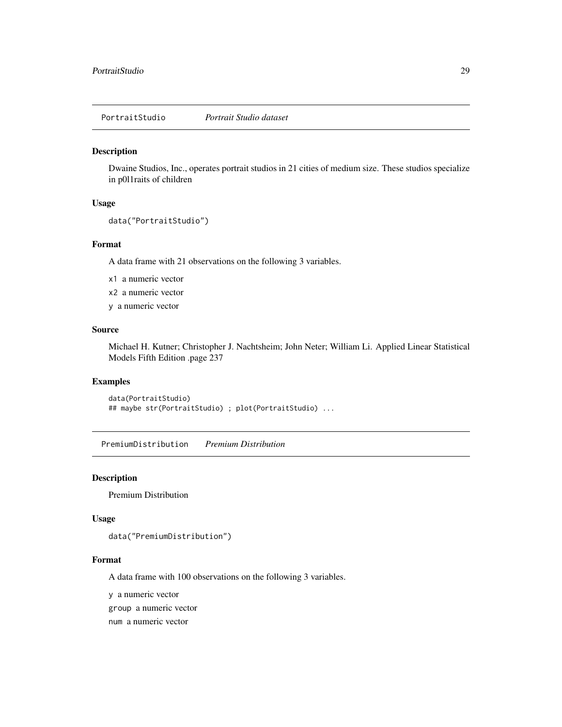## PortraitStudio    *Portrait Studio dataset*

### Description

Dwaine Studios, Inc., operates portrait studios in 21 cities of medium size. These studios specialize in p0l1raits of children

### Usage

```
data("PortraitStudio")
```

### Format

A data frame with 21 observations on the following 3 variables.

`x1` a numeric vector

`x2` a numeric vector

`y` a numeric vector

### Source

Michael H. Kutner; Christopher J. Nachtsheim; John Neter; William Li. Applied Linear Statistical Models Fifth Edition .page 237

### Examples

```
data(PortraitStudio)
## maybe str(PortraitStudio) ; plot(PortraitStudio) ...
```

## PremiumDistribution    *Premium Distribution*

### Description

Premium Distribution

### Usage

```
data("PremiumDistribution")
```

### Format

A data frame with 100 observations on the following 3 variables.

`y` a numeric vector

`group` a numeric vector

`num` a numeric vector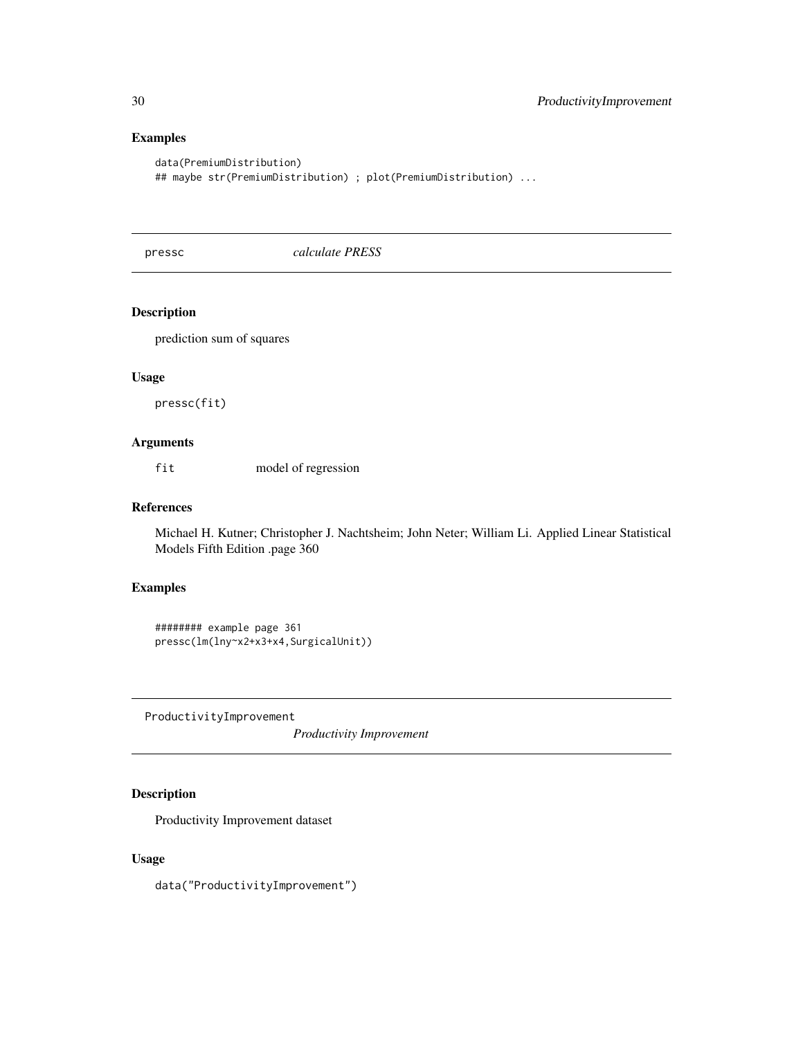## Examples

```
data(PremiumDistribution)
## maybe str(PremiumDistribution) ; plot(PremiumDistribution) ...
```

---

pressc *calculate PRESS*

---

### Description

prediction sum of squares

### Usage

```
pressc(fit)
```

### Arguments

`fit` model of regression

### References

Michael H. Kutner; Christopher J. Nachtsheim; John Neter; William Li. Applied Linear Statistical Models Fifth Edition .page 360

### Examples

```
######## example page 361
pressc(lm(lny~x2+x3+x4,SurgicalUnit))
```

---

ProductivityImprovement *Productivity Improvement*

---

### Description

Productivity Improvement dataset

### Usage

```
data("ProductivityImprovement")
```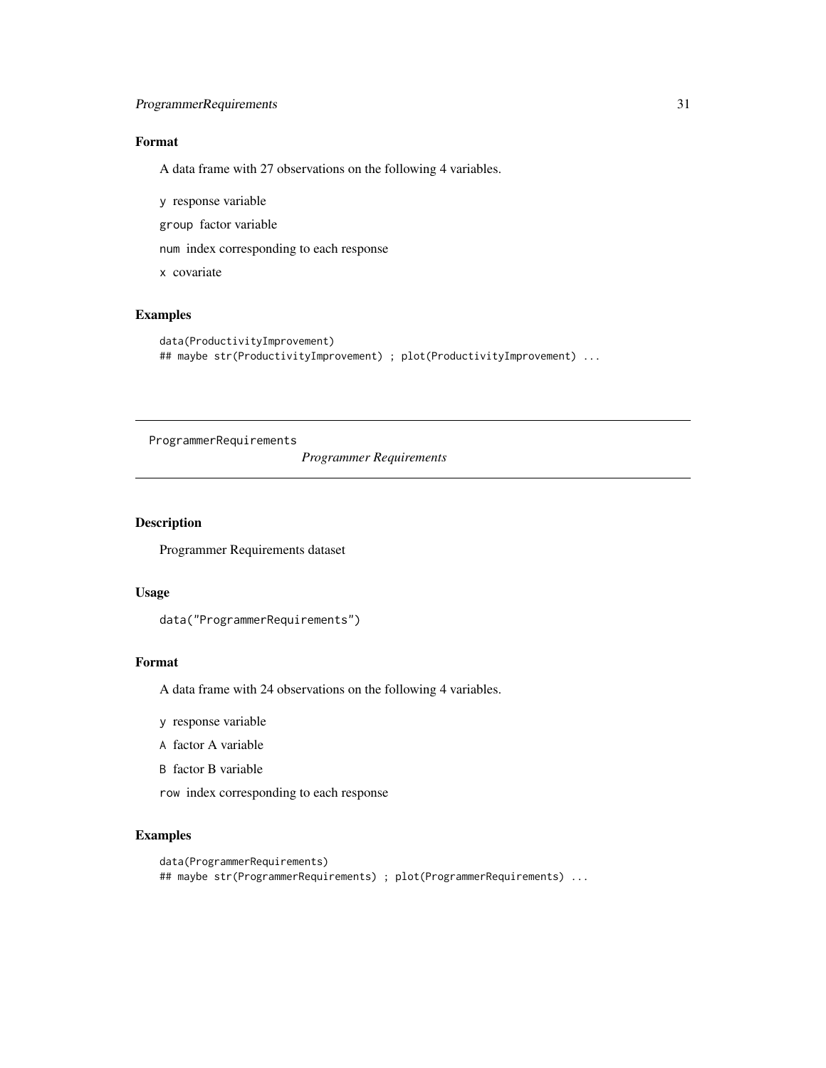### Format

A data frame with 27 observations on the following 4 variables.

`y` response variable

`group` factor variable

`num` index corresponding to each response

`x` covariate

### Examples

```
data(ProductivityImprovement)
## maybe str(ProductivityImprovement) ; plot(ProductivityImprovement) ...
```

---

ProgrammerRequirements *Programmer Requirements*

---

### Description

Programmer Requirements dataset

### Usage

```
data("ProgrammerRequirements")
```

### Format

A data frame with 24 observations on the following 4 variables.

`y` response variable

`A` factor A variable

`B` factor B variable

`row` index corresponding to each response

### Examples

```
data(ProgrammerRequirements)
## maybe str(ProgrammerRequirements) ; plot(ProgrammerRequirements) ...
```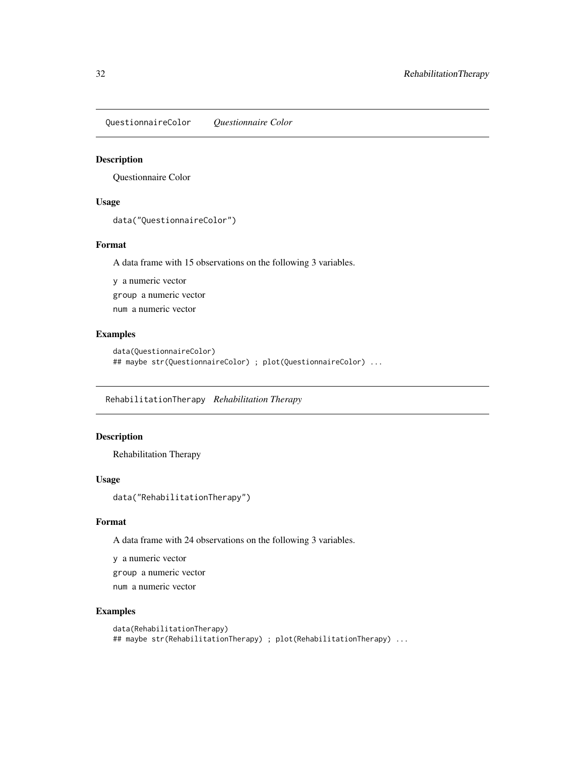## QuestionnaireColor *Questionnaire Color*

### Description

Questionnaire Color

### Usage

```
data("QuestionnaireColor")
```

### Format

A data frame with 15 observations on the following 3 variables.

`y` a numeric vector

`group` a numeric vector

`num` a numeric vector

### Examples

```
data(QuestionnaireColor)
## maybe str(QuestionnaireColor) ; plot(QuestionnaireColor) ...
```

## RehabilitationTherapy *Rehabilitation Therapy*

### Description

Rehabilitation Therapy

### Usage

```
data("RehabilitationTherapy")
```

### Format

A data frame with 24 observations on the following 3 variables.

`y` a numeric vector

`group` a numeric vector

`num` a numeric vector

### Examples

```
data(RehabilitationTherapy)
## maybe str(RehabilitationTherapy) ; plot(RehabilitationTherapy) ...
```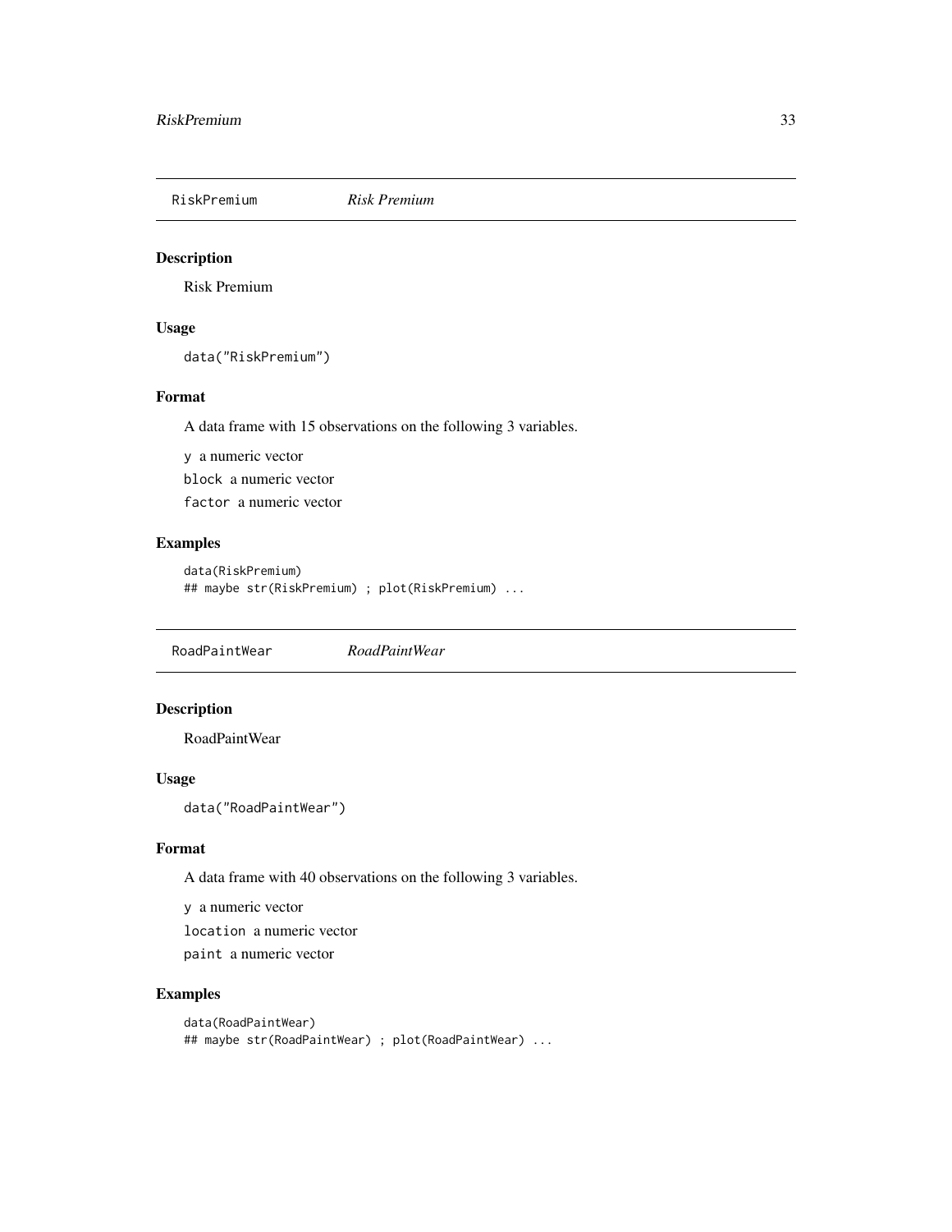## RiskPremium *Risk Premium*

### Description

Risk Premium

### Usage

```
data("RiskPremium")
```

### Format

A data frame with 15 observations on the following 3 variables.

`y` a numeric vector

`block` a numeric vector

`factor` a numeric vector

### Examples

```
data(RiskPremium)
## maybe str(RiskPremium) ; plot(RiskPremium) ...
```

## RoadPaintWear *RoadPaintWear*

### Description

RoadPaintWear

### Usage

```
data("RoadPaintWear")
```

### Format

A data frame with 40 observations on the following 3 variables.

`y` a numeric vector

`location` a numeric vector

`paint` a numeric vector

### Examples

```
data(RoadPaintWear)
## maybe str(RoadPaintWear) ; plot(RoadPaintWear) ...
```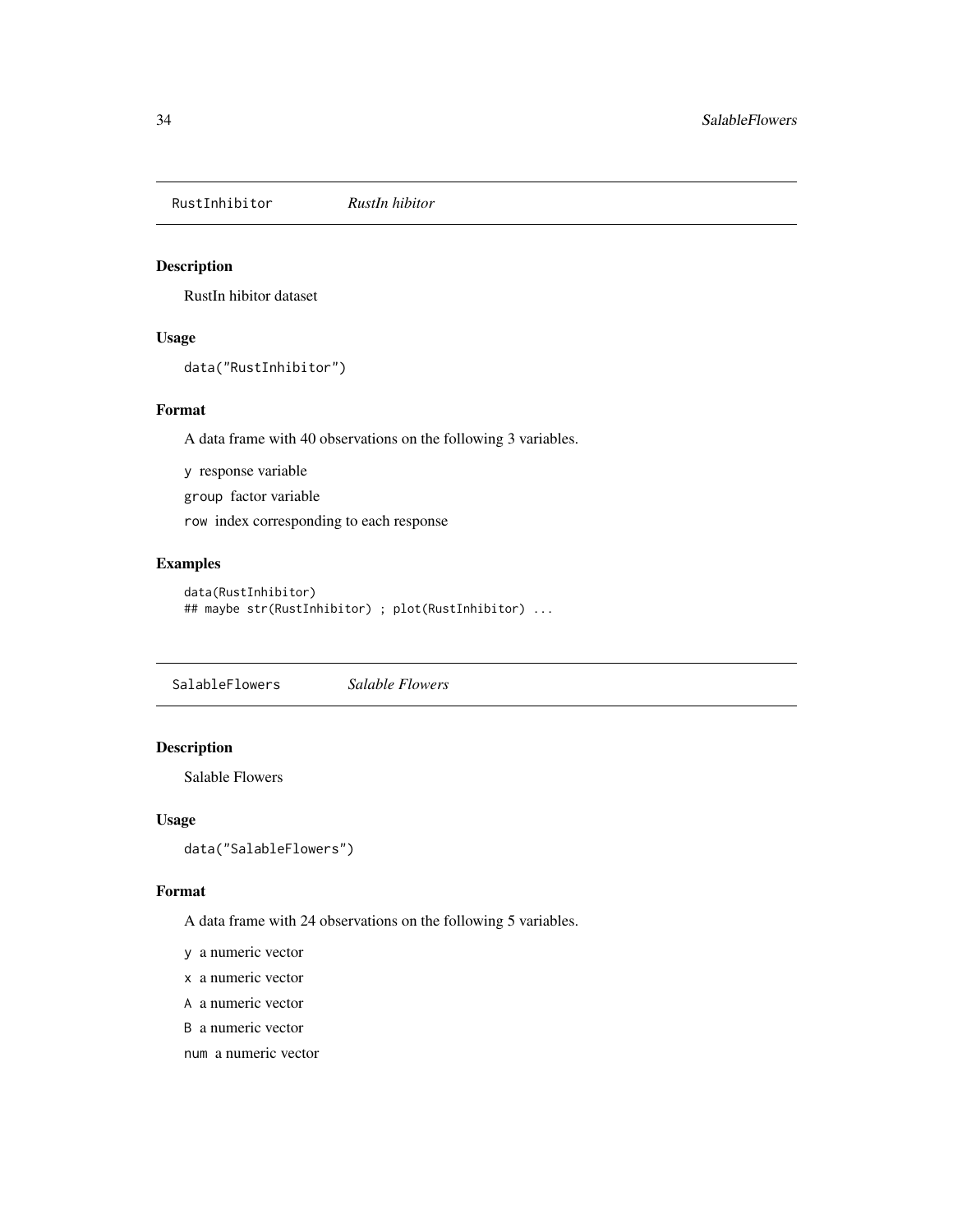## RustInhibitor *RustIn hibitor*

### Description

RustIn hibitor dataset

### Usage

```
data("RustInhibitor")
```

### Format

A data frame with 40 observations on the following 3 variables.

`y` response variable

`group` factor variable

`row` index corresponding to each response

### Examples

```
data(RustInhibitor)
## maybe str(RustInhibitor) ; plot(RustInhibitor) ...
```

## SalableFlowers *Salable Flowers*

### Description

Salable Flowers

### Usage

```
data("SalableFlowers")
```

### Format

A data frame with 24 observations on the following 5 variables.

`y` a numeric vector

`x` a numeric vector

`A` a numeric vector

`B` a numeric vector

`num` a numeric vector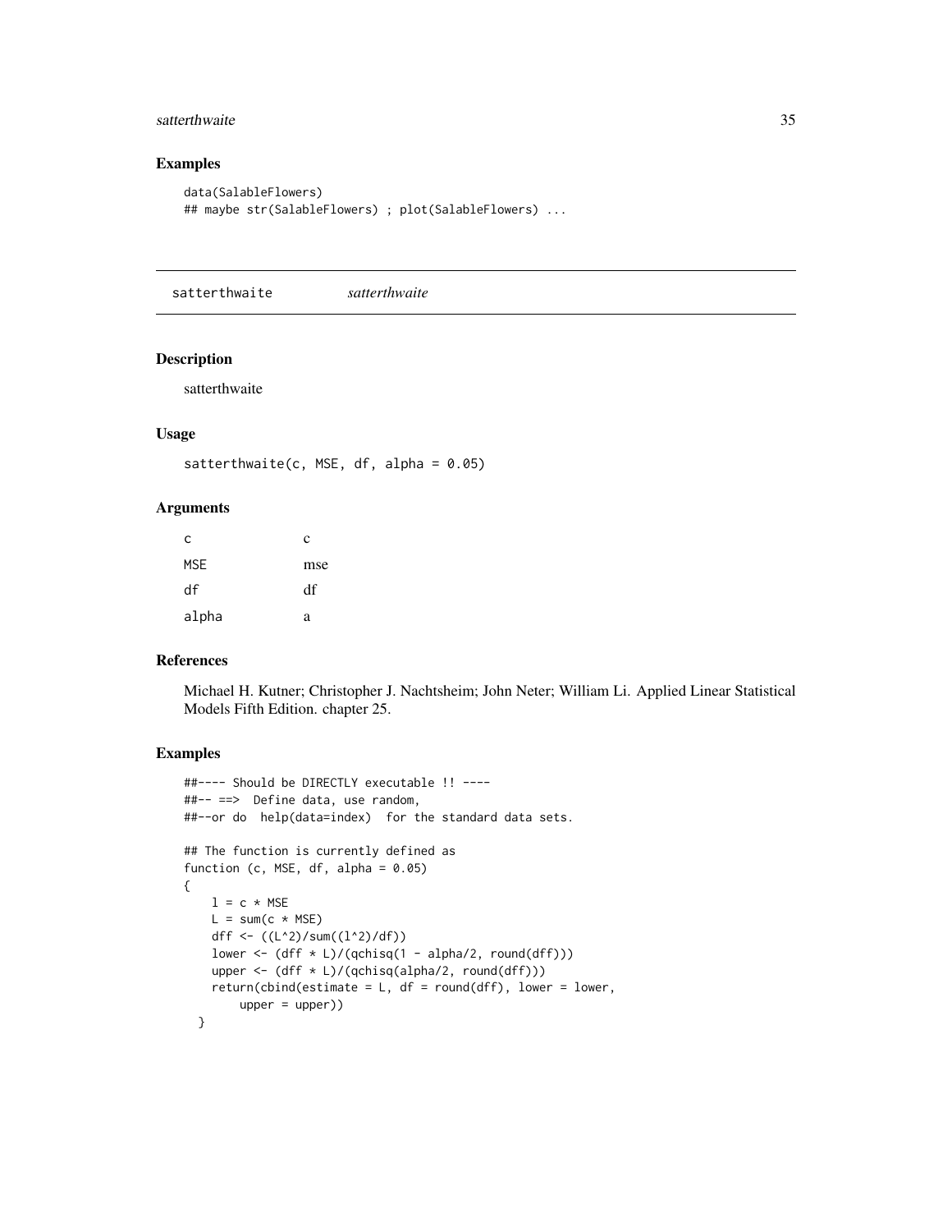## Examples

```
data(SalableFlowers)
## maybe str(SalableFlowers) ; plot(SalableFlowers) ...
```

---

satterthwaite *satterthwaite*

---

## Description

satterthwaite

## Usage

```
satterthwaite(c, MSE, df, alpha = 0.05)
```

## Arguments

| | |
|---|---|
| c | c |
| MSE | mse |
| df | df |
| alpha | a |

## References

Michael H. Kutner; Christopher J. Nachtsheim; John Neter; William Li. Applied Linear Statistical Models Fifth Edition. chapter 25.

## Examples

```
##---- Should be DIRECTLY executable !! ----
##-- ==>  Define data, use random,
##--or do  help(data=index)  for the standard data sets.

## The function is currently defined as
function (c, MSE, df, alpha = 0.05)
{
    l = c * MSE
    L = sum(c * MSE)
    dff <- ((L^2)/sum((l^2)/df))
    lower <- (dff * L)/(qchisq(1 - alpha/2, round(dff)))
    upper <- (dff * L)/(qchisq(alpha/2, round(dff)))
    return(cbind(estimate = L, df = round(dff), lower = lower,
        upper = upper))
  }
```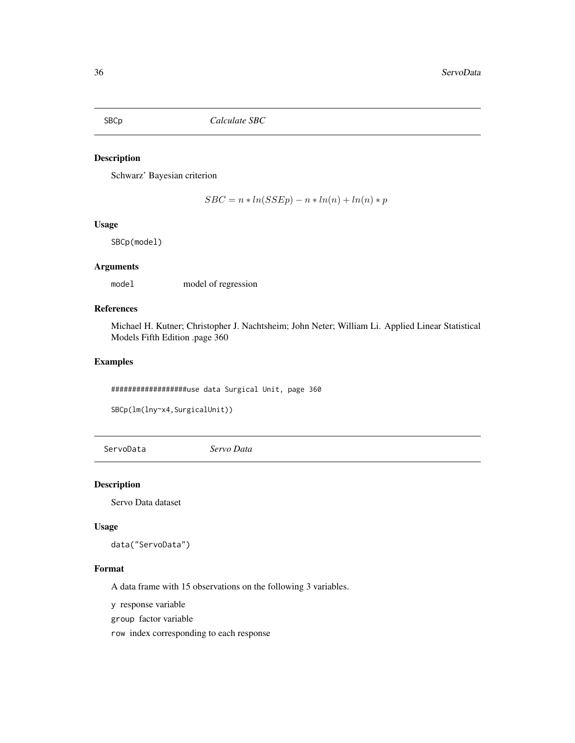## SBCp *Calculate SBC*

### Description

Schwarz' Bayesian criterion

$$SBC = n * ln(SSEp) - n * ln(n) + ln(n) * p$$

### Usage

```
SBCp(model)
```

### Arguments

`model` model of regression

### References

Michael H. Kutner; Christopher J. Nachtsheim; John Neter; William Li. Applied Linear Statistical Models Fifth Edition .page 360

### Examples

```
##################use data Surgical Unit, page 360

SBCp(lm(lny~x4,SurgicalUnit))
```

## ServoData *Servo Data*

### Description

Servo Data dataset

### Usage

```
data("ServoData")
```

### Format

A data frame with 15 observations on the following 3 variables.

`y` response variable

`group` factor variable

`row` index corresponding to each response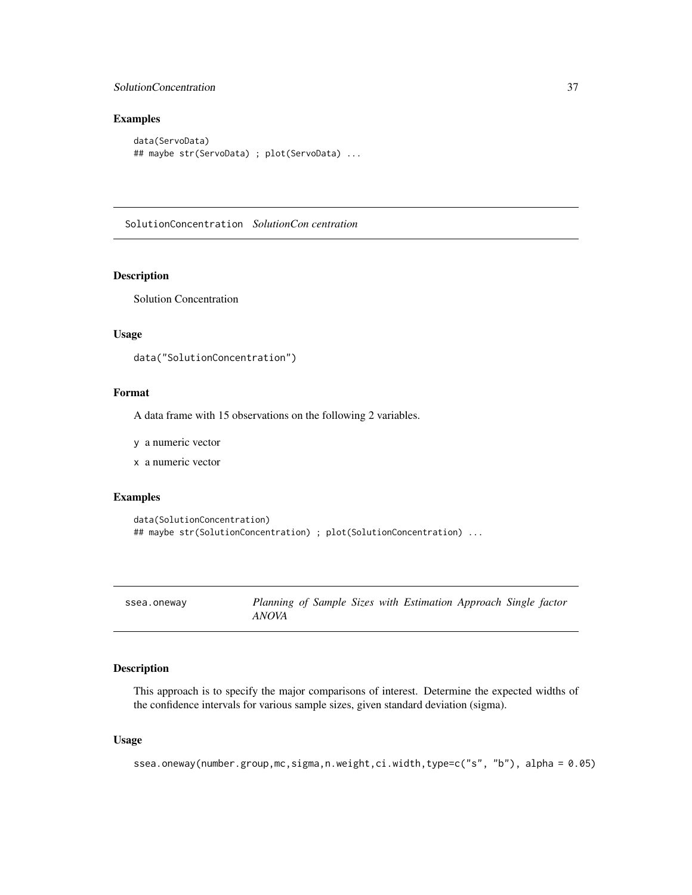## Examples

```
data(ServoData)
## maybe str(ServoData) ; plot(ServoData) ...
```

---

## SolutionConcentration *SolutionCon centration*

### Description

Solution Concentration

### Usage

```
data("SolutionConcentration")
```

### Format

A data frame with 15 observations on the following 2 variables.

- `y` a numeric vector
- `x` a numeric vector

### Examples

```
data(SolutionConcentration)
## maybe str(SolutionConcentration) ; plot(SolutionConcentration) ...
```

---

## ssea.oneway *Planning of Sample Sizes with Estimation Approach Single factor ANOVA*

### Description

This approach is to specify the major comparisons of interest. Determine the expected widths of the confidence intervals for various sample sizes, given standard deviation (sigma).

### Usage

```
ssea.oneway(number.group,mc,sigma,n.weight,ci.width,type=c("s", "b"), alpha = 0.05)
```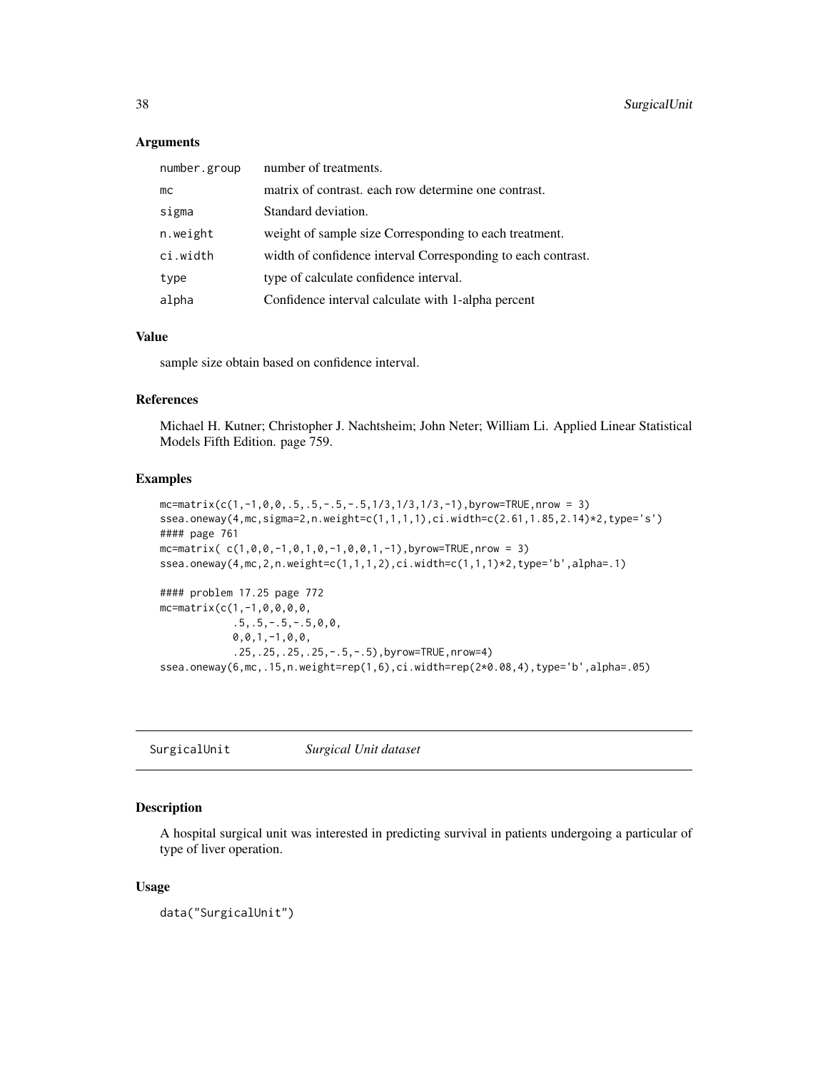### Arguments

| | |
|---|---|
| number.group | number of treatments. |
| mc | matrix of contrast. each row determine one contrast. |
| sigma | Standard deviation. |
| n.weight | weight of sample size Corresponding to each treatment. |
| ci.width | width of confidence interval Corresponding to each contrast. |
| type | type of calculate confidence interval. |
| alpha | Confidence interval calculate with 1-alpha percent |

### Value

sample size obtain based on confidence interval.

### References

Michael H. Kutner; Christopher J. Nachtsheim; John Neter; William Li. Applied Linear Statistical Models Fifth Edition. page 759.

### Examples

```
mc=matrix(c(1,-1,0,0,.5,.5,-.5,-.5,1/3,1/3,1/3,-1),byrow=TRUE,nrow = 3)
ssea.oneway(4,mc,sigma=2,n.weight=c(1,1,1,1),ci.width=c(2.61,1.85,2.14)*2,type='s')
#### page 761
mc=matrix( c(1,0,0,-1,0,1,0,-1,0,0,1,-1),byrow=TRUE,nrow = 3)
ssea.oneway(4,mc,2,n.weight=c(1,1,1,2),ci.width=c(1,1,1)*2,type='b',alpha=.1)

#### problem 17.25 page 772
mc=matrix(c(1,-1,0,0,0,0,
            .5,.5,-.5,-.5,0,0,
            0,0,1,-1,0,0,
            .25,.25,.25,.25,-.5,-.5),byrow=TRUE,nrow=4)
ssea.oneway(6,mc,.15,n.weight=rep(1,6),ci.width=rep(2*0.08,4),type='b',alpha=.05)
```

---

## SurgicalUnit *Surgical Unit dataset*

---

### Description

A hospital surgical unit was interested in predicting survival in patients undergoing a particular of type of liver operation.

### Usage

```
data("SurgicalUnit")
```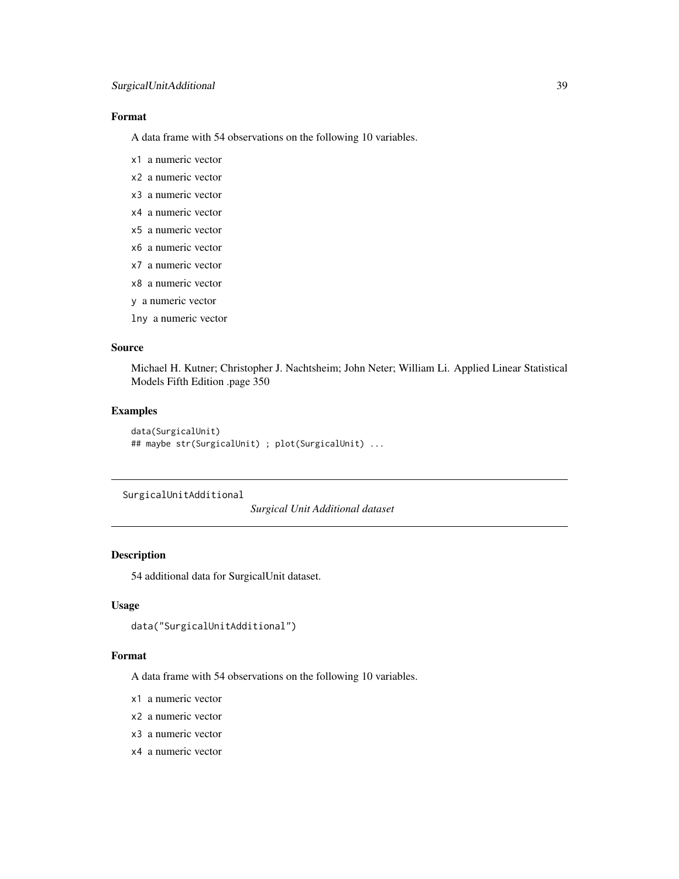### Format

A data frame with 54 observations on the following 10 variables.

- `x1` a numeric vector
- `x2` a numeric vector
- `x3` a numeric vector
- `x4` a numeric vector
- `x5` a numeric vector
- `x6` a numeric vector
- `x7` a numeric vector
- `x8` a numeric vector
- `y` a numeric vector
- `lny` a numeric vector

### Source

Michael H. Kutner; Christopher J. Nachtsheim; John Neter; William Li. Applied Linear Statistical Models Fifth Edition .page 350

### Examples

```
data(SurgicalUnit)
## maybe str(SurgicalUnit) ; plot(SurgicalUnit) ...
```

---

## SurgicalUnitAdditional *Surgical Unit Additional dataset*

---

### Description

54 additional data for SurgicalUnit dataset.

### Usage

```
data("SurgicalUnitAdditional")
```

### Format

A data frame with 54 observations on the following 10 variables.

- `x1` a numeric vector
- `x2` a numeric vector
- `x3` a numeric vector
- `x4` a numeric vector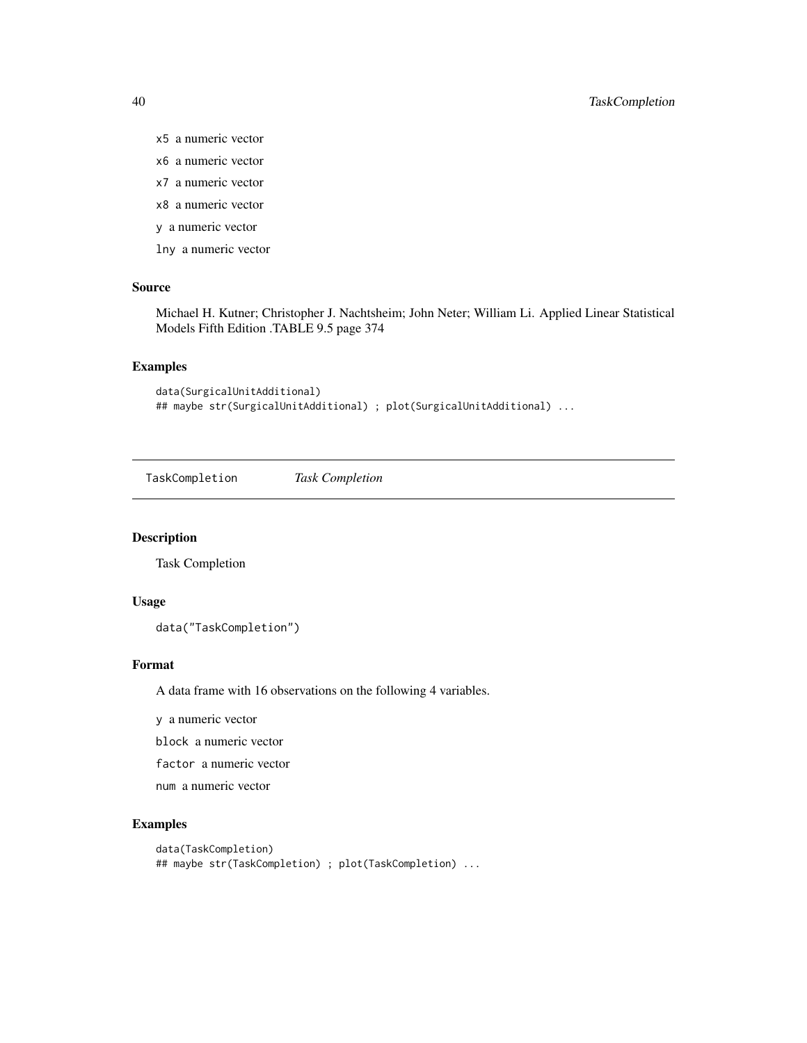x5 a numeric vector

x6 a numeric vector

x7 a numeric vector

x8 a numeric vector

y a numeric vector

lny a numeric vector

### Source

Michael H. Kutner; Christopher J. Nachtsheim; John Neter; William Li. Applied Linear Statistical Models Fifth Edition .TABLE 9.5 page 374

### Examples

```
data(SurgicalUnitAdditional)
## maybe str(SurgicalUnitAdditional) ; plot(SurgicalUnitAdditional) ...
```

---

## TaskCompletion *Task Completion*

### Description

Task Completion

### Usage

```
data("TaskCompletion")
```

### Format

A data frame with 16 observations on the following 4 variables.

y a numeric vector

block a numeric vector

factor a numeric vector

num a numeric vector

### Examples

```
data(TaskCompletion)
## maybe str(TaskCompletion) ; plot(TaskCompletion) ...
```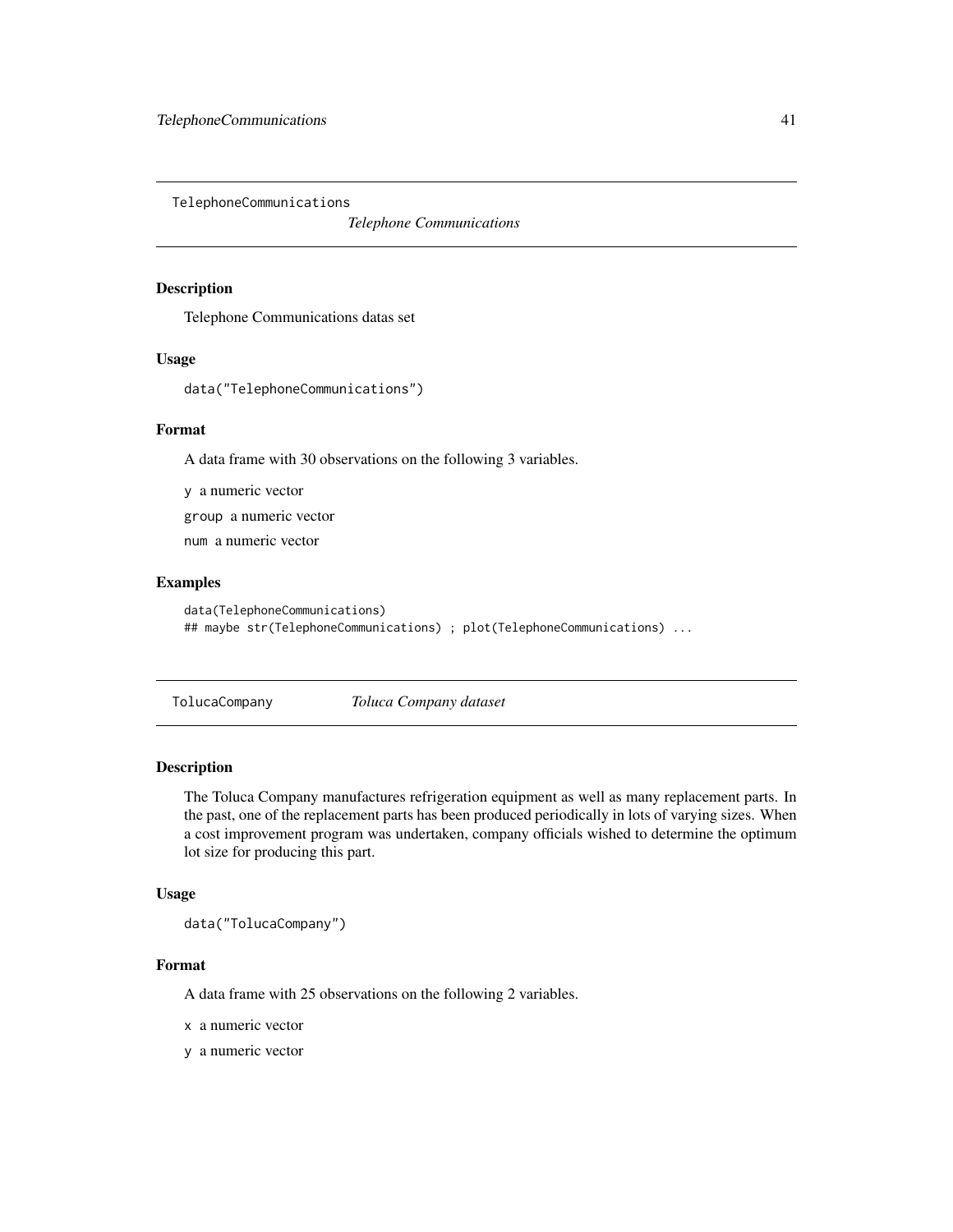## TelephoneCommunications    *Telephone Communications*

### Description

Telephone Communications datas set

### Usage

```
data("TelephoneCommunications")
```

### Format

A data frame with 30 observations on the following 3 variables.

`y` a numeric vector

`group` a numeric vector

`num` a numeric vector

### Examples

```
data(TelephoneCommunications)
## maybe str(TelephoneCommunications) ; plot(TelephoneCommunications) ...
```

## TolucaCompany    *Toluca Company dataset*

### Description

The Toluca Company manufactures refrigeration equipment as well as many replacement parts. In the past, one of the replacement parts has been produced periodically in lots of varying sizes. When a cost improvement program was undertaken, company officials wished to determine the optimum lot size for producing this part.

### Usage

```
data("TolucaCompany")
```

### Format

A data frame with 25 observations on the following 2 variables.

`x` a numeric vector

`y` a numeric vector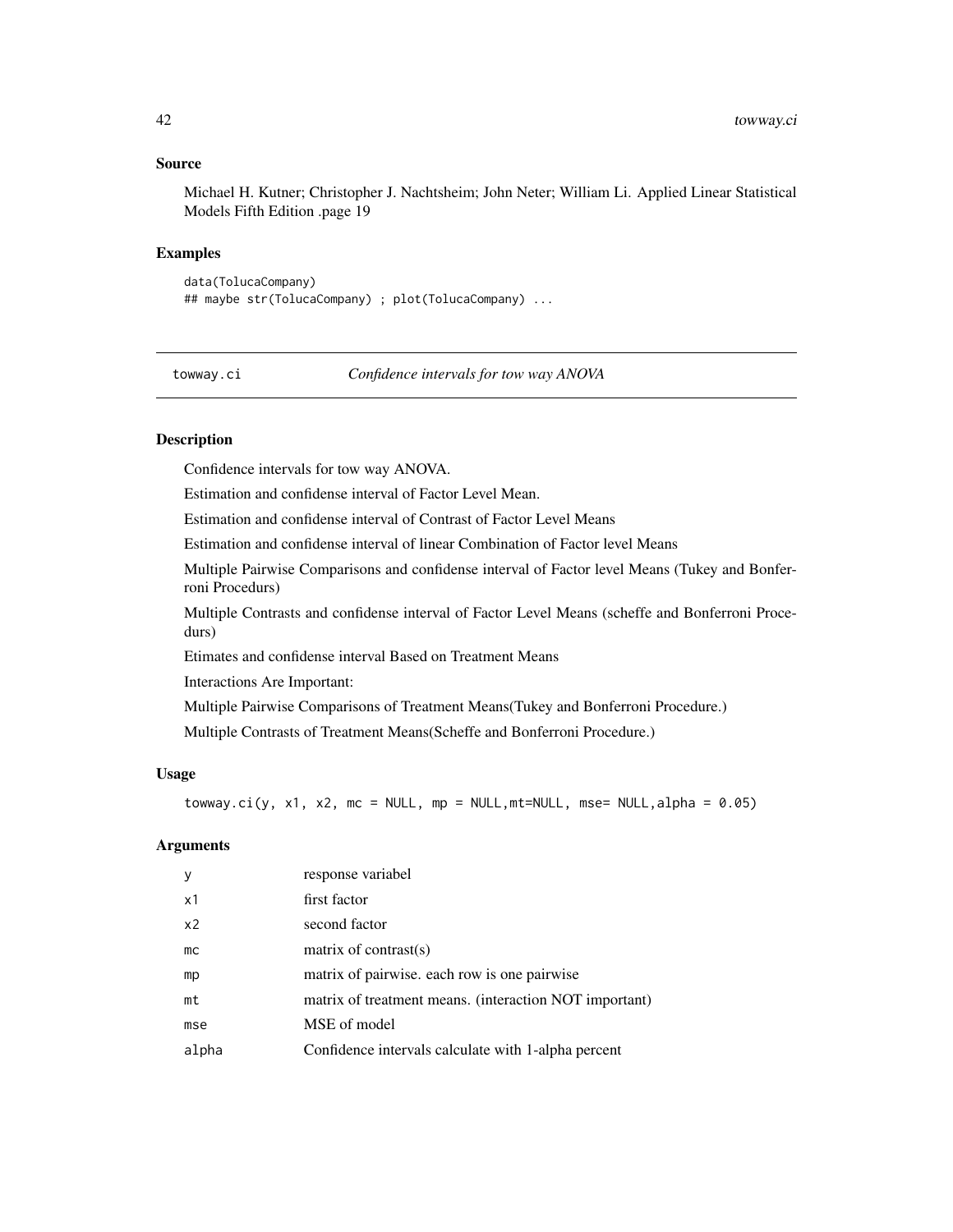### Source

Michael H. Kutner; Christopher J. Nachtsheim; John Neter; William Li. Applied Linear Statistical Models Fifth Edition .page 19

### Examples

```
data(TolucaCompany)
## maybe str(TolucaCompany) ; plot(TolucaCompany) ...
```

---

## towway.ci — *Confidence intervals for tow way ANOVA*

---

### Description

Confidence intervals for tow way ANOVA.

Estimation and confidense interval of Factor Level Mean.

Estimation and confidense interval of Contrast of Factor Level Means

Estimation and confidense interval of linear Combination of Factor level Means

Multiple Pairwise Comparisons and confidense interval of Factor level Means (Tukey and Bonferroni Procedurs)

Multiple Contrasts and confidense interval of Factor Level Means (scheffe and Bonferroni Procedurs)

Etimates and confidense interval Based on Treatment Means

Interactions Are Important:

Multiple Pairwise Comparisons of Treatment Means(Tukey and Bonferroni Procedure.)

Multiple Contrasts of Treatment Means(Scheffe and Bonferroni Procedure.)

### Usage

```
towway.ci(y, x1, x2, mc = NULL, mp = NULL,mt=NULL, mse= NULL,alpha = 0.05)
```

### Arguments

| | |
|---|---|
| y | response variabel |
| x1 | first factor |
| x2 | second factor |
| mc | matrix of contrast(s) |
| mp | matrix of pairwise. each row is one pairwise |
| mt | matrix of treatment means. (interaction NOT important) |
| mse | MSE of model |
| alpha | Confidence intervals calculate with 1-alpha percent |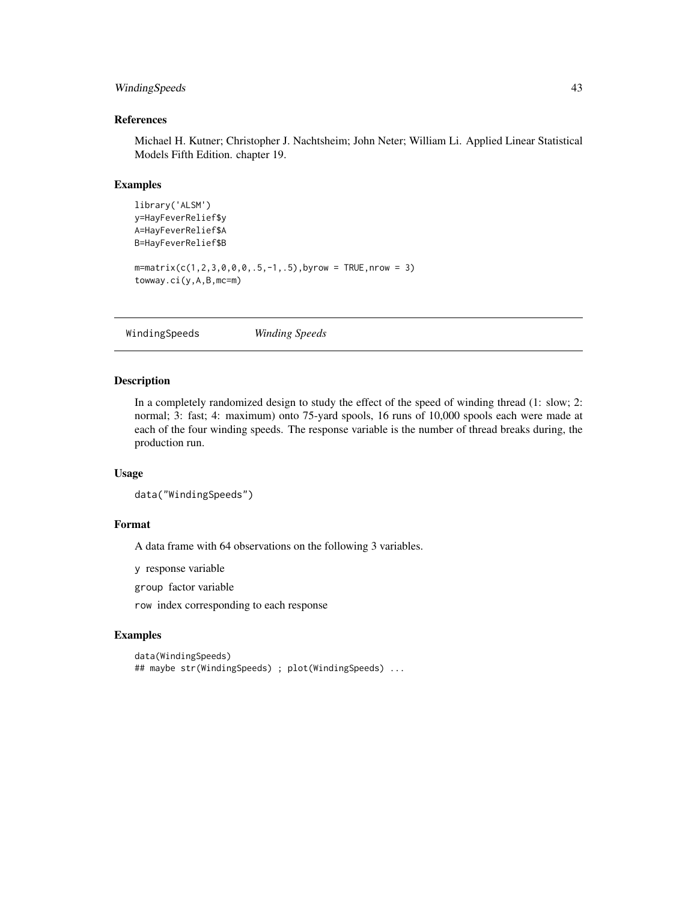### References

Michael H. Kutner; Christopher J. Nachtsheim; John Neter; William Li. Applied Linear Statistical Models Fifth Edition. chapter 19.

### Examples

```
library('ALSM')
y=HayFeverRelief$y
A=HayFeverRelief$A
B=HayFeverRelief$B

m=matrix(c(1,2,3,0,0,0,.5,-1,.5),byrow = TRUE,nrow = 3)
towway.ci(y,A,B,mc=m)
```

---

## WindingSpeeds *Winding Speeds*

---

### Description

In a completely randomized design to study the effect of the speed of winding thread (1: slow; 2: normal; 3: fast; 4: maximum) onto 75-yard spools, 16 runs of 10,000 spools each were made at each of the four winding speeds. The response variable is the number of thread breaks during, the production run.

### Usage

```
data("WindingSpeeds")
```

### Format

A data frame with 64 observations on the following 3 variables.

`y` response variable

`group` factor variable

`row` index corresponding to each response

### Examples

```
data(WindingSpeeds)
## maybe str(WindingSpeeds) ; plot(WindingSpeeds) ...
```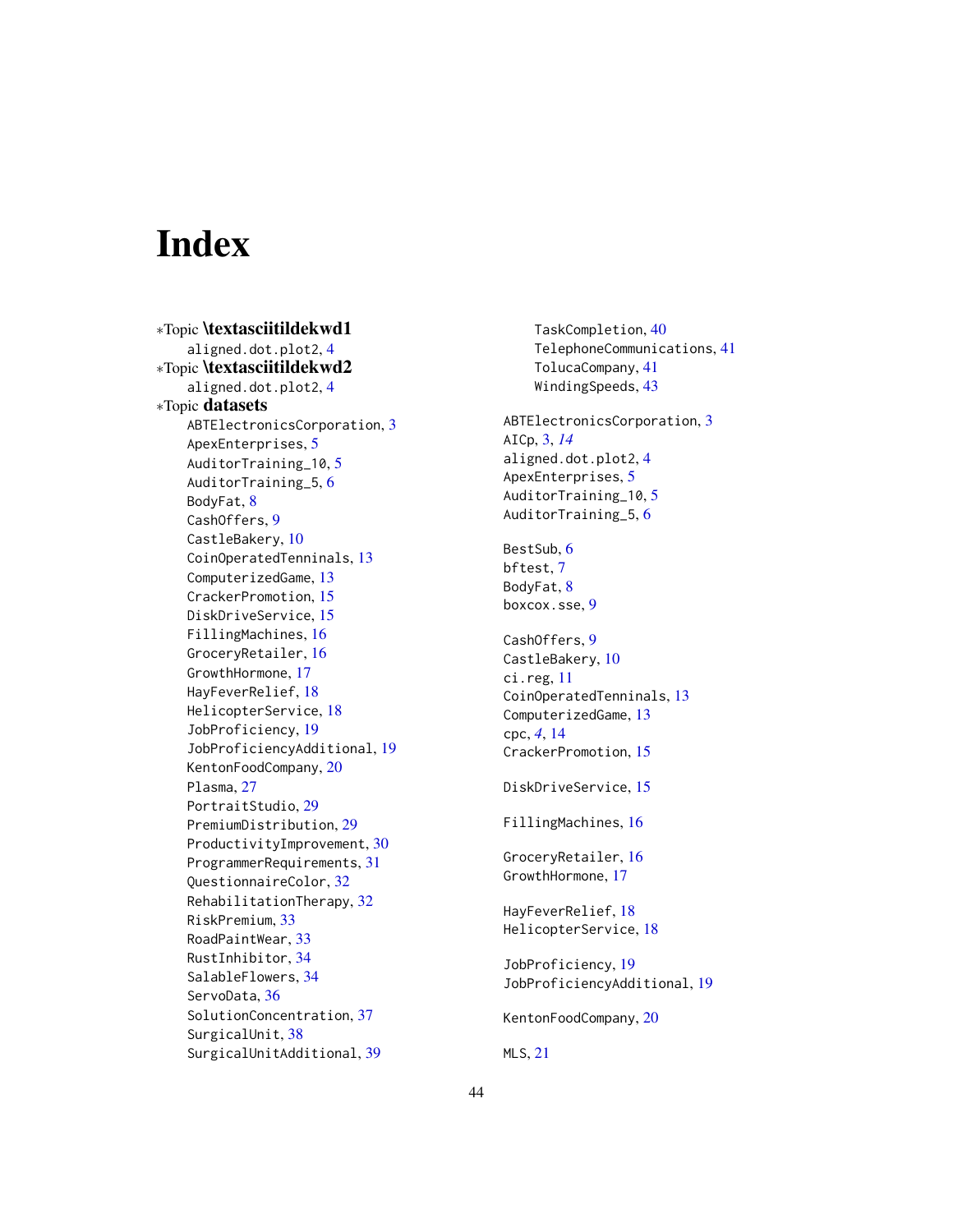# Index

∗Topic **\textasciitildekwd1**
- aligned.dot.plot2, 4

∗Topic **\textasciitildekwd2**
- aligned.dot.plot2, 4

∗Topic **datasets**
- ABTElectronicsCorporation, 3
- ApexEnterprises, 5
- AuditorTraining_10, 5
- AuditorTraining_5, 6
- BodyFat, 8
- CashOffers, 9
- CastleBakery, 10
- CoinOperatedTenninals, 13
- ComputerizedGame, 13
- CrackerPromotion, 15
- DiskDriveService, 15
- FillingMachines, 16
- GroceryRetailer, 16
- GrowthHormone, 17
- HayFeverRelief, 18
- HelicopterService, 18
- JobProficiency, 19
- JobProficiencyAdditional, 19
- KentonFoodCompany, 20
- Plasma, 27
- PortraitStudio, 29
- PremiumDistribution, 29
- ProductivityImprovement, 30
- ProgrammerRequirements, 31
- QuestionnaireColor, 32
- RehabilitationTherapy, 32
- RiskPremium, 33
- RoadPaintWear, 33
- RustInhibitor, 34
- SalableFlowers, 34
- ServoData, 36
- SolutionConcentration, 37
- SurgicalUnit, 38
- SurgicalUnitAdditional, 39
- TaskCompletion, 40
- TelephoneCommunications, 41
- TolucaCompany, 41
- WindingSpeeds, 43

ABTElectronicsCorporation, 3
AICp, 3, *14*
aligned.dot.plot2, 4
ApexEnterprises, 5
AuditorTraining_10, 5
AuditorTraining_5, 6

BestSub, 6
bftest, 7
BodyFat, 8
boxcox.sse, 9

CashOffers, 9
CastleBakery, 10
ci.reg, 11
CoinOperatedTenninals, 13
ComputerizedGame, 13
cpc, *4*, 14
CrackerPromotion, 15

DiskDriveService, 15

FillingMachines, 16

GroceryRetailer, 16
GrowthHormone, 17

HayFeverRelief, 18
HelicopterService, 18

JobProficiency, 19
JobProficiencyAdditional, 19

KentonFoodCompany, 20

MLS, 21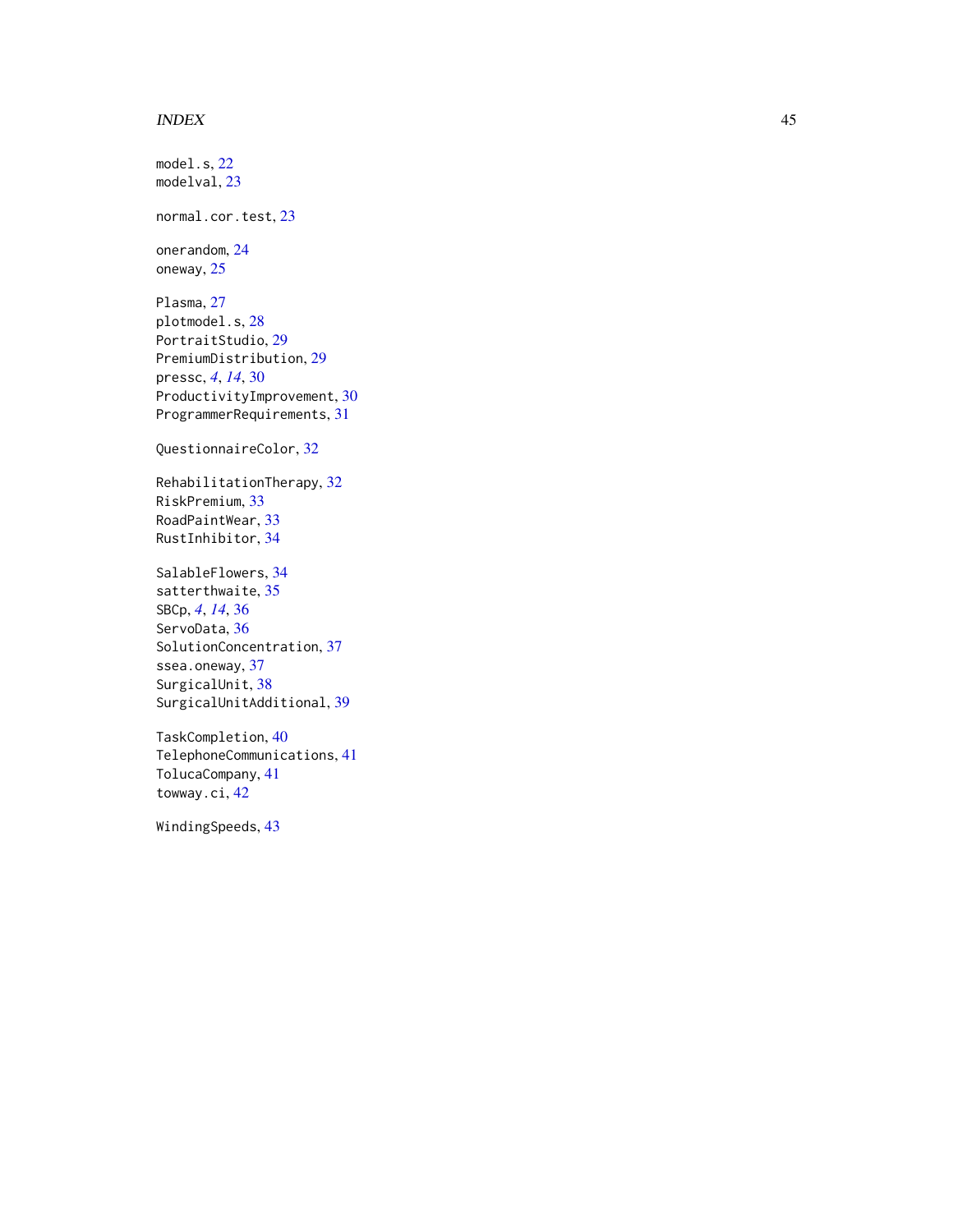model.s, 22
modelval, 23

normal.cor.test, 23

onerandom, 24
oneway, 25

Plasma, 27
plotmodel.s, 28
PortraitStudio, 29
PremiumDistribution, 29
pressc, *4*, *14*, 30
ProductivityImprovement, 30
ProgrammerRequirements, 31

QuestionnaireColor, 32

RehabilitationTherapy, 32
RiskPremium, 33
RoadPaintWear, 33
RustInhibitor, 34

SalableFlowers, 34
satterthwaite, 35
SBCp, *4*, *14*, 36
ServoData, 36
SolutionConcentration, 37
ssea.oneway, 37
SurgicalUnit, 38
SurgicalUnitAdditional, 39

TaskCompletion, 40
TelephoneCommunications, 41
TolucaCompany, 41
towway.ci, 42

WindingSpeeds, 43